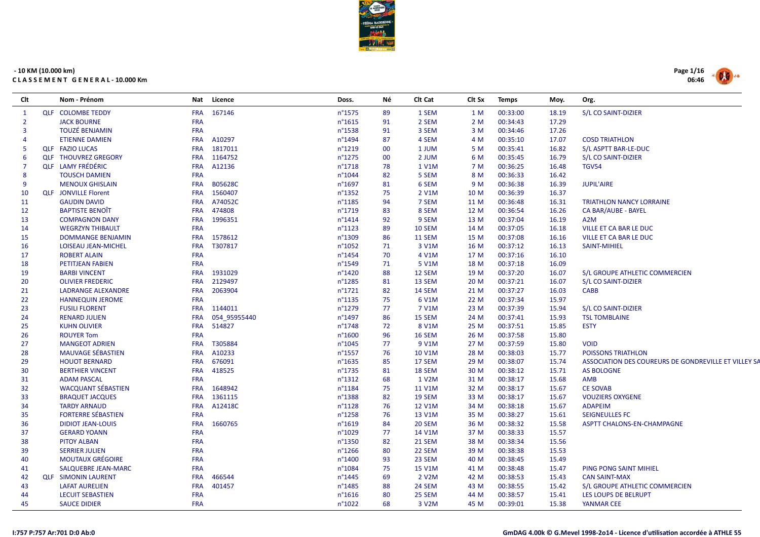- 10 KM (10.000 km)

**C L A S S E M E N T G E N E R A L - 10.000 Km**

| Clt | | Nom - Prénom | Nat | Licence | Doss. | Né | Clt Cat | Clt Sx | Temps | Moy. | Org. |
|---|---|---|---|---|---|---|---|---|---|---|---|
| 1 | QLF | COLOMBE TEDDY | FRA | 167146 | n°1575 | 89 | 1 SEM | 1 M | 00:33:00 | 18.19 | S/L CO SAINT-DIZIER |
| 2 | | JACK BOURNE | FRA | | n°1615 | 91 | 2 SEM | 2 M | 00:34:43 | 17.29 | |
| 3 | | TOUZÉ BENJAMIN | FRA | | n°1538 | 91 | 3 SEM | 3 M | 00:34:46 | 17.26 | |
| 4 | | ETIENNE DAMIEN | FRA | A10297 | n°1494 | 87 | 4 SEM | 4 M | 00:35:10 | 17.07 | COSD TRIATHLON |
| 5 | QLF | FAZIO LUCAS | FRA | 1817011 | n°1219 | 00 | 1 JUM | 5 M | 00:35:41 | 16.82 | S/L ASPTT BAR-LE-DUC |
| 6 | QLF | THOUVREZ GREGORY | FRA | 1164752 | n°1275 | 00 | 2 JUM | 6 M | 00:35:45 | 16.79 | S/L CO SAINT-DIZIER |
| 7 | QLF | LAMY FRÉDÉRIC | FRA | A12136 | n°1718 | 78 | 1 V1M | 7 M | 00:36:25 | 16.48 | TGV54 |
| 8 | | TOUSCH DAMIEN | FRA | | n°1044 | 82 | 5 SEM | 8 M | 00:36:33 | 16.42 | |
| 9 | | MENOUX GHISLAIN | FRA | B05628C | n°1697 | 81 | 6 SEM | 9 M | 00:36:38 | 16.39 | JUPIL'AIRE |
| 10 | QLF | JONVILLE Florent | FRA | 1560407 | n°1352 | 75 | 2 V1M | 10 M | 00:36:39 | 16.37 | |
| 11 | | GAUDIN DAVID | FRA | A74052C | n°1185 | 94 | 7 SEM | 11 M | 00:36:48 | 16.31 | TRIATHLON NANCY LORRAINE |
| 12 | | BAPTISTE BENOÎT | FRA | 474808 | n°1719 | 83 | 8 SEM | 12 M | 00:36:54 | 16.26 | CA BAR/AUBE - BAYEL |
| 13 | | COMPAGNON DANY | FRA | 1996351 | n°1414 | 92 | 9 SEM | 13 M | 00:37:04 | 16.19 | A2M |
| 14 | | WEGRZYN THIBAULT | FRA | | n°1123 | 89 | 10 SEM | 14 M | 00:37:05 | 16.18 | VILLE ET CA BAR LE DUC |
| 15 | | DOMMANGE BENJAMIN | FRA | 1578612 | n°1309 | 86 | 11 SEM | 15 M | 00:37:08 | 16.16 | VILLE ET CA BAR LE DUC |
| 16 | | LOISEAU JEAN-MICHEL | FRA | T307817 | n°1052 | 71 | 3 V1M | 16 M | 00:37:12 | 16.13 | SAINT-MIHIEL |
| 17 | | ROBERT ALAIN | FRA | | n°1454 | 70 | 4 V1M | 17 M | 00:37:16 | 16.10 | |
| 18 | | PETITJEAN FABIEN | FRA | | n°1549 | 71 | 5 V1M | 18 M | 00:37:18 | 16.09 | |
| 19 | | BARBI VINCENT | FRA | 1931029 | n°1420 | 88 | 12 SEM | 19 M | 00:37:20 | 16.07 | S/L GROUPE ATHLETIC COMMERCIEN |
| 20 | | OLIVIER FREDERIC | FRA | 2129497 | n°1285 | 81 | 13 SEM | 20 M | 00:37:21 | 16.07 | S/L CO SAINT-DIZIER |
| 21 | | LADRANGE ALEXANDRE | FRA | 2063904 | n°1721 | 82 | 14 SEM | 21 M | 00:37:27 | 16.03 | CABB |
| 22 | | HANNEQUIN JEROME | FRA | | n°1135 | 75 | 6 V1M | 22 M | 00:37:34 | 15.97 | |
| 23 | | FUSILI FLORENT | FRA | 1144011 | n°1279 | 77 | 7 V1M | 23 M | 00:37:39 | 15.94 | S/L CO SAINT-DIZIER |
| 24 | | RENARD JULIEN | FRA | 054_95955440 | n°1497 | 86 | 15 SEM | 24 M | 00:37:41 | 15.93 | TSL TOMBLAINE |
| 25 | | KUHN OLIVIER | FRA | 514827 | n°1748 | 72 | 8 V1M | 25 M | 00:37:51 | 15.85 | ESTY |
| 26 | | ROUYER Tom | FRA | | n°1600 | 96 | 16 SEM | 26 M | 00:37:58 | 15.80 | |
| 27 | | MANGEOT ADRIEN | FRA | T305884 | n°1045 | 77 | 9 V1M | 27 M | 00:37:59 | 15.80 | VOID |
| 28 | | MAUVAGE SÉBASTIEN | FRA | A10233 | n°1557 | 76 | 10 V1M | 28 M | 00:38:03 | 15.77 | POISSONS TRIATHLON |
| 29 | | HOUOT BERNARD | FRA | 676091 | n°1635 | 85 | 17 SEM | 29 M | 00:38:07 | 15.74 | ASSOCIATION DES COUREURS DE GONDREVILLE ET VILLEY SA |
| 30 | | BERTHIER VINCENT | FRA | 418525 | n°1735 | 81 | 18 SEM | 30 M | 00:38:12 | 15.71 | AS BOLOGNE |
| 31 | | ADAM PASCAL | FRA | | n°1312 | 68 | 1 V2M | 31 M | 00:38:17 | 15.68 | AMB |
| 32 | | WACQUANT SÉBASTIEN | FRA | 1648942 | n°1184 | 75 | 11 V1M | 32 M | 00:38:17 | 15.67 | CE SOVAB |
| 33 | | BRAQUET JACQUES | FRA | 1361115 | n°1388 | 82 | 19 SEM | 33 M | 00:38:17 | 15.67 | VOUZIERS OXYGENE |
| 34 | | TARDY ARNAUD | FRA | A12418C | n°1128 | 76 | 12 V1M | 34 M | 00:38:18 | 15.67 | ADAPEIM |
| 35 | | FORTERRE SÉBASTIEN | FRA | | n°1258 | 76 | 13 V1M | 35 M | 00:38:27 | 15.61 | SEIGNEULLES FC |
| 36 | | DIDIOT JEAN-LOUIS | FRA | 1660765 | n°1619 | 84 | 20 SEM | 36 M | 00:38:32 | 15.58 | ASPTT CHALONS-EN-CHAMPAGNE |
| 37 | | GERARD YOANN | FRA | | n°1029 | 77 | 14 V1M | 37 M | 00:38:33 | 15.57 | |
| 38 | | PITOY ALBAN | FRA | | n°1350 | 82 | 21 SEM | 38 M | 00:38:34 | 15.56 | |
| 39 | | SERRIER JULIEN | FRA | | n°1266 | 80 | 22 SEM | 39 M | 00:38:38 | 15.53 | |
| 40 | | MOUTAUX GRÉGOIRE | FRA | | n°1400 | 93 | 23 SEM | 40 M | 00:38:45 | 15.49 | |
| 41 | | SALQUEBRE JEAN-MARC | FRA | | n°1084 | 75 | 15 V1M | 41 M | 00:38:48 | 15.47 | PING PONG SAINT MIHIEL |
| 42 | QLF | SIMONIN LAURENT | FRA | 466544 | n°1445 | 69 | 2 V2M | 42 M | 00:38:53 | 15.43 | CAN SAINT-MAX |
| 43 | | LAFAT AURELIEN | FRA | 401457 | n°1485 | 88 | 24 SEM | 43 M | 00:38:55 | 15.42 | S/L GROUPE ATHLETIC COMMERCIEN |
| 44 | | LECUIT SEBASTIEN | FRA | | n°1616 | 80 | 25 SEM | 44 M | 00:38:57 | 15.41 | LES LOUPS DE BELRUPT |
| 45 | | SAUCE DIDIER | FRA | | n°1022 | 68 | 3 V2M | 45 M | 00:39:01 | 15.38 | YANMAR CEE |

I:757 P:757 Ar:701 D:0 Ab:0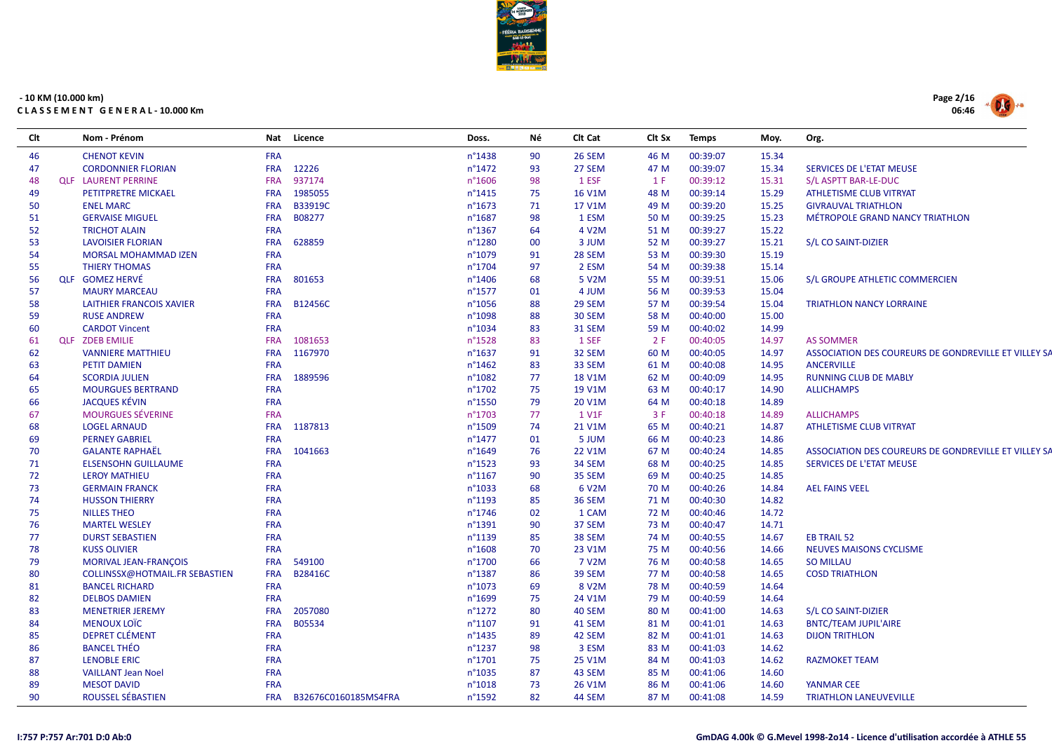- 10 KM (10.000 km)

**CLASSEMENT GENERAL - 10.000 Km**

| Clt | | Nom - Prénom | Nat | Licence | Doss. | Né | Clt Cat | Clt Sx | Temps | Moy. | Org. |
|---|---|---|---|---|---|---|---|---|---|---|---|
| 46 | | CHENOT KEVIN | FRA | | n°1438 | 90 | 26 SEM | 46 M | 00:39:07 | 15.34 | |
| 47 | | CORDONNIER FLORIAN | FRA | 12226 | n°1472 | 93 | 27 SEM | 47 M | 00:39:07 | 15.34 | SERVICES DE L'ETAT MEUSE |
| 48 | QLF | LAURENT PERRINE | FRA | 937174 | n°1606 | 98 | 1 ESF | 1 F | 00:39:12 | 15.31 | S/L ASPTT BAR-LE-DUC |
| 49 | | PETITPRETRE MICKAEL | FRA | 1985055 | n°1415 | 75 | 16 V1M | 48 M | 00:39:14 | 15.29 | ATHLETISME CLUB VITRYAT |
| 50 | | ENEL MARC | FRA | B33919C | n°1673 | 71 | 17 V1M | 49 M | 00:39:20 | 15.25 | GIVRAUVAL TRIATHLON |
| 51 | | GERVAISE MIGUEL | FRA | B08277 | n°1687 | 98 | 1 ESM | 50 M | 00:39:25 | 15.23 | MÉTROPOLE GRAND NANCY TRIATHLON |
| 52 | | TRICHOT ALAIN | FRA | | n°1367 | 64 | 4 V2M | 51 M | 00:39:27 | 15.22 | |
| 53 | | LAVOISIER FLORIAN | FRA | 628859 | n°1280 | 00 | 3 JUM | 52 M | 00:39:27 | 15.21 | S/L CO SAINT-DIZIER |
| 54 | | MORSAL MOHAMMAD IZEN | FRA | | n°1079 | 91 | 28 SEM | 53 M | 00:39:30 | 15.19 | |
| 55 | | THIERY THOMAS | FRA | | n°1704 | 97 | 2 ESM | 54 M | 00:39:38 | 15.14 | |
| 56 | QLF | GOMEZ HERVÉ | FRA | 801653 | n°1406 | 68 | 5 V2M | 55 M | 00:39:51 | 15.06 | S/L GROUPE ATHLETIC COMMERCIEN |
| 57 | | MAURY MARCEAU | FRA | | n°1577 | 01 | 4 JUM | 56 M | 00:39:53 | 15.04 | |
| 58 | | LAITHIER FRANCOIS XAVIER | FRA | B12456C | n°1056 | 88 | 29 SEM | 57 M | 00:39:54 | 15.04 | TRIATHLON NANCY LORRAINE |
| 59 | | RUSE ANDREW | FRA | | n°1098 | 88 | 30 SEM | 58 M | 00:40:00 | 15.00 | |
| 60 | | CARDOT Vincent | FRA | | n°1034 | 83 | 31 SEM | 59 M | 00:40:02 | 14.99 | |
| 61 | QLF | ZDEB EMILIE | FRA | 1081653 | n°1528 | 83 | 1 SEF | 2 F | 00:40:05 | 14.97 | AS SOMMER |
| 62 | | VANNIERE MATTHIEU | FRA | 1167970 | n°1637 | 91 | 32 SEM | 60 M | 00:40:05 | 14.97 | ASSOCIATION DES COUREURS DE GONDREVILLE ET VILLEY SA |
| 63 | | PETIT DAMIEN | FRA | | n°1462 | 83 | 33 SEM | 61 M | 00:40:08 | 14.95 | ANCERVILLE |
| 64 | | SCORDIA JULIEN | FRA | 1889596 | n°1082 | 77 | 18 V1M | 62 M | 00:40:09 | 14.95 | RUNNING CLUB DE MABLY |
| 65 | | MOURGUES BERTRAND | FRA | | n°1702 | 75 | 19 V1M | 63 M | 00:40:17 | 14.90 | ALLICHAMPS |
| 66 | | JACQUES KÉVIN | FRA | | n°1550 | 79 | 20 V1M | 64 M | 00:40:18 | 14.89 | |
| 67 | | MOURGUES SÉVERINE | FRA | | n°1703 | 77 | 1 V1F | 3 F | 00:40:18 | 14.89 | ALLICHAMPS |
| 68 | | LOGEL ARNAUD | FRA | 1187813 | n°1509 | 74 | 21 V1M | 65 M | 00:40:21 | 14.87 | ATHLETISME CLUB VITRYAT |
| 69 | | PERNEY GABRIEL | FRA | | n°1477 | 01 | 5 JUM | 66 M | 00:40:23 | 14.86 | |
| 70 | | GALANTE RAPHAËL | FRA | 1041663 | n°1649 | 76 | 22 V1M | 67 M | 00:40:24 | 14.85 | ASSOCIATION DES COUREURS DE GONDREVILLE ET VILLEY SA |
| 71 | | ELSENSOHN GUILLAUME | FRA | | n°1523 | 93 | 34 SEM | 68 M | 00:40:25 | 14.85 | SERVICES DE L'ETAT MEUSE |
| 72 | | LEROY MATHIEU | FRA | | n°1167 | 90 | 35 SEM | 69 M | 00:40:25 | 14.85 | |
| 73 | | GERMAIN FRANCK | FRA | | n°1033 | 68 | 6 V2M | 70 M | 00:40:26 | 14.84 | AEL FAINS VEEL |
| 74 | | HUSSON THIERRY | FRA | | n°1193 | 85 | 36 SEM | 71 M | 00:40:30 | 14.82 | |
| 75 | | NILLES THEO | FRA | | n°1746 | 02 | 1 CAM | 72 M | 00:40:46 | 14.72 | |
| 76 | | MARTEL WESLEY | FRA | | n°1391 | 90 | 37 SEM | 73 M | 00:40:47 | 14.71 | |
| 77 | | DURST SEBASTIEN | FRA | | n°1139 | 85 | 38 SEM | 74 M | 00:40:55 | 14.67 | EB TRAIL 52 |
| 78 | | KUSS OLIVIER | FRA | | n°1608 | 70 | 23 V1M | 75 M | 00:40:56 | 14.66 | NEUVES MAISONS CYCLISME |
| 79 | | MORIVAL JEAN-FRANÇOIS | FRA | 549100 | n°1700 | 66 | 7 V2M | 76 M | 00:40:58 | 14.65 | SO MILLAU |
| 80 | | COLLINSSX@HOTMAIL.FR SEBASTIEN | FRA | B28416C | n°1387 | 86 | 39 SEM | 77 M | 00:40:58 | 14.65 | COSD TRIATHLON |
| 81 | | BANCEL RICHARD | FRA | | n°1073 | 69 | 8 V2M | 78 M | 00:40:59 | 14.64 | |
| 82 | | DELBOS DAMIEN | FRA | | n°1699 | 75 | 24 V1M | 79 M | 00:40:59 | 14.64 | |
| 83 | | MENETRIER JEREMY | FRA | 2057080 | n°1272 | 80 | 40 SEM | 80 M | 00:41:00 | 14.63 | S/L CO SAINT-DIZIER |
| 84 | | MENOUX LOÏC | FRA | B05534 | n°1107 | 91 | 41 SEM | 81 M | 00:41:01 | 14.63 | BNTC/TEAM JUPIL'AIRE |
| 85 | | DEPRET CLÉMENT | FRA | | n°1435 | 89 | 42 SEM | 82 M | 00:41:01 | 14.63 | DIJON TRITHLON |
| 86 | | BANCEL THÉO | FRA | | n°1237 | 98 | 3 ESM | 83 M | 00:41:03 | 14.62 | |
| 87 | | LENOBLE ERIC | FRA | | n°1701 | 75 | 25 V1M | 84 M | 00:41:03 | 14.62 | RAZMOKET TEAM |
| 88 | | VAILLANT Jean Noel | FRA | | n°1035 | 87 | 43 SEM | 85 M | 00:41:06 | 14.60 | |
| 89 | | MESOT DAVID | FRA | | n°1018 | 73 | 26 V1M | 86 M | 00:41:06 | 14.60 | YANMAR CEE |
| 90 | | ROUSSEL SÉBASTIEN | FRA | B32676C0160185MS4FRA | n°1592 | 82 | 44 SEM | 87 M | 00:41:08 | 14.59 | TRIATHLON LANEUVEVILLE |

I:757 P:757 Ar:701 D:0 Ab:0

GmDAG 4.00k © G.Mevel 1998-2o14 - Licence d'utilisation accordée à ATHLE 55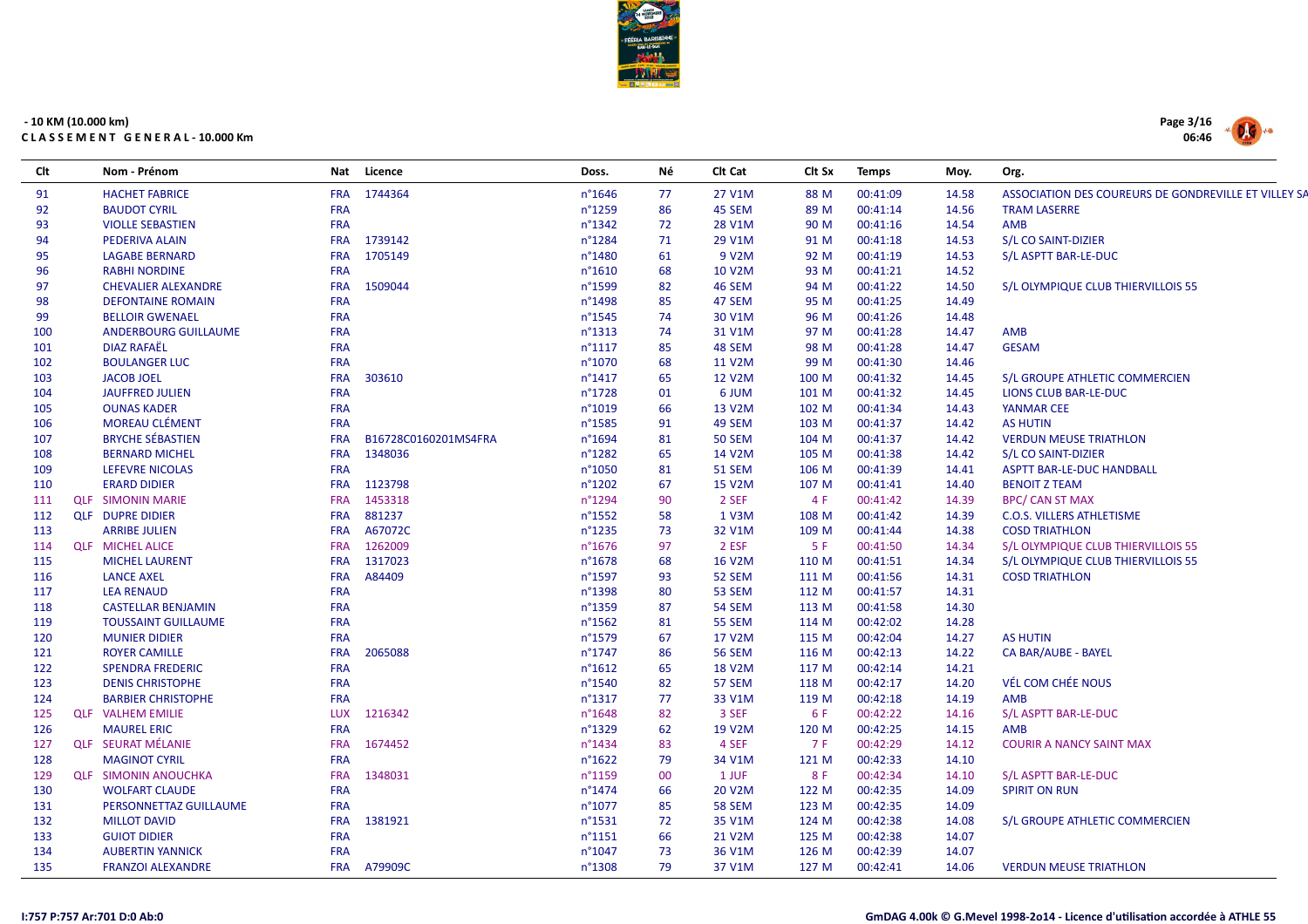- 10 KM (10.000 km)

**CLASSEMENT GENERAL - 10.000 Km**

| Clt | | Nom - Prénom | Nat | Licence | Doss. | Né | Clt Cat | Clt Sx | Temps | Moy. | Org. |
|---|---|---|---|---|---|---|---|---|---|---|---|
| 91 | | HACHET FABRICE | FRA | 1744364 | n°1646 | 77 | 27 V1M | 88 M | 00:41:09 | 14.58 | ASSOCIATION DES COUREURS DE GONDREVILLE ET VILLEY SA |
| 92 | | BAUDOT CYRIL | FRA | | n°1259 | 86 | 45 SEM | 89 M | 00:41:14 | 14.56 | TRAM LASERRE |
| 93 | | VIOLLE SEBASTIEN | FRA | | n°1342 | 72 | 28 V1M | 90 M | 00:41:16 | 14.54 | AMB |
| 94 | | PEDERIVA ALAIN | FRA | 1739142 | n°1284 | 71 | 29 V1M | 91 M | 00:41:18 | 14.53 | S/L CO SAINT-DIZIER |
| 95 | | LAGABE BERNARD | FRA | 1705149 | n°1480 | 61 | 9 V2M | 92 M | 00:41:19 | 14.53 | S/L ASPTT BAR-LE-DUC |
| 96 | | RABHI NORDINE | FRA | | n°1610 | 68 | 10 V2M | 93 M | 00:41:21 | 14.52 | |
| 97 | | CHEVALIER ALEXANDRE | FRA | 1509044 | n°1599 | 82 | 46 SEM | 94 M | 00:41:22 | 14.50 | S/L OLYMPIQUE CLUB THIERVILLOIS 55 |
| 98 | | DEFONTAINE ROMAIN | FRA | | n°1498 | 85 | 47 SEM | 95 M | 00:41:25 | 14.49 | |
| 99 | | BELLOIR GWENAEL | FRA | | n°1545 | 74 | 30 V1M | 96 M | 00:41:26 | 14.48 | |
| 100 | | ANDERBOURG GUILLAUME | FRA | | n°1313 | 74 | 31 V1M | 97 M | 00:41:28 | 14.47 | AMB |
| 101 | | DIAZ RAFAËL | FRA | | n°1117 | 85 | 48 SEM | 98 M | 00:41:28 | 14.47 | GESAM |
| 102 | | BOULANGER LUC | FRA | | n°1070 | 68 | 11 V2M | 99 M | 00:41:30 | 14.46 | |
| 103 | | JACOB JOEL | FRA | 303610 | n°1417 | 65 | 12 V2M | 100 M | 00:41:32 | 14.45 | S/L GROUPE ATHLETIC COMMERCIEN |
| 104 | | JAUFFRED JULIEN | FRA | | n°1728 | 01 | 6 JUM | 101 M | 00:41:32 | 14.45 | LIONS CLUB BAR-LE-DUC |
| 105 | | OUNAS KADER | FRA | | n°1019 | 66 | 13 V2M | 102 M | 00:41:34 | 14.43 | YANMAR CEE |
| 106 | | MOREAU CLÉMENT | FRA | | n°1585 | 91 | 49 SEM | 103 M | 00:41:37 | 14.42 | AS HUTIN |
| 107 | | BRYCHE SÉBASTIEN | FRA | B16728C0160201MS4FRA | n°1694 | 81 | 50 SEM | 104 M | 00:41:37 | 14.42 | VERDUN MEUSE TRIATHLON |
| 108 | | BERNARD MICHEL | FRA | 1348036 | n°1282 | 65 | 14 V2M | 105 M | 00:41:38 | 14.42 | S/L CO SAINT-DIZIER |
| 109 | | LEFEVRE NICOLAS | FRA | | n°1050 | 81 | 51 SEM | 106 M | 00:41:39 | 14.41 | ASPTT BAR-LE-DUC HANDBALL |
| 110 | | ERARD DIDIER | FRA | 1123798 | n°1202 | 67 | 15 V2M | 107 M | 00:41:41 | 14.40 | BENOIT Z TEAM |
| 111 | QLF | SIMONIN MARIE | FRA | 1453318 | n°1294 | 90 | 2 SEF | 4 F | 00:41:42 | 14.39 | BPC/ CAN ST MAX |
| 112 | QLF | DUPRE DIDIER | FRA | 881237 | n°1552 | 58 | 1 V3M | 108 M | 00:41:42 | 14.39 | C.O.S. VILLERS ATHLETISME |
| 113 | | ARRIBE JULIEN | FRA | A67072C | n°1235 | 73 | 32 V1M | 109 M | 00:41:44 | 14.38 | COSD TRIATHLON |
| 114 | QLF | MICHEL ALICE | FRA | 1262009 | n°1676 | 97 | 2 ESF | 5 F | 00:41:50 | 14.34 | S/L OLYMPIQUE CLUB THIERVILLOIS 55 |
| 115 | | MICHEL LAURENT | FRA | 1317023 | n°1678 | 68 | 16 V2M | 110 M | 00:41:51 | 14.34 | S/L OLYMPIQUE CLUB THIERVILLOIS 55 |
| 116 | | LANCE AXEL | FRA | A84409 | n°1597 | 93 | 52 SEM | 111 M | 00:41:56 | 14.31 | COSD TRIATHLON |
| 117 | | LEA RENAUD | FRA | | n°1398 | 80 | 53 SEM | 112 M | 00:41:57 | 14.31 | |
| 118 | | CASTELLAR BENJAMIN | FRA | | n°1359 | 87 | 54 SEM | 113 M | 00:41:58 | 14.30 | |
| 119 | | TOUSSAINT GUILLAUME | FRA | | n°1562 | 81 | 55 SEM | 114 M | 00:42:02 | 14.28 | |
| 120 | | MUNIER DIDIER | FRA | | n°1579 | 67 | 17 V2M | 115 M | 00:42:04 | 14.27 | AS HUTIN |
| 121 | | ROYER CAMILLE | FRA | 2065088 | n°1747 | 86 | 56 SEM | 116 M | 00:42:13 | 14.22 | CA BAR/AUBE - BAYEL |
| 122 | | SPENDRA FREDERIC | FRA | | n°1612 | 65 | 18 V2M | 117 M | 00:42:14 | 14.21 | |
| 123 | | DENIS CHRISTOPHE | FRA | | n°1540 | 82 | 57 SEM | 118 M | 00:42:17 | 14.20 | VÉL COM CHÉE NOUS |
| 124 | | BARBIER CHRISTOPHE | FRA | | n°1317 | 77 | 33 V1M | 119 M | 00:42:18 | 14.19 | AMB |
| 125 | QLF | VALHEM EMILIE | LUX | 1216342 | n°1648 | 82 | 3 SEF | 6 F | 00:42:22 | 14.16 | S/L ASPTT BAR-LE-DUC |
| 126 | | MAUREL ERIC | FRA | | n°1329 | 62 | 19 V2M | 120 M | 00:42:25 | 14.15 | AMB |
| 127 | QLF | SEURAT MÉLANIE | FRA | 1674452 | n°1434 | 83 | 4 SEF | 7 F | 00:42:29 | 14.12 | COURIR A NANCY SAINT MAX |
| 128 | | MAGINOT CYRIL | FRA | | n°1622 | 79 | 34 V1M | 121 M | 00:42:33 | 14.10 | |
| 129 | QLF | SIMONIN ANOUCHKA | FRA | 1348031 | n°1159 | 00 | 1 JUF | 8 F | 00:42:34 | 14.10 | S/L ASPTT BAR-LE-DUC |
| 130 | | WOLFART CLAUDE | FRA | | n°1474 | 66 | 20 V2M | 122 M | 00:42:35 | 14.09 | SPIRIT ON RUN |
| 131 | | PERSONNETTAZ GUILLAUME | FRA | | n°1077 | 85 | 58 SEM | 123 M | 00:42:35 | 14.09 | |
| 132 | | MILLOT DAVID | FRA | 1381921 | n°1531 | 72 | 35 V1M | 124 M | 00:42:38 | 14.08 | S/L GROUPE ATHLETIC COMMERCIEN |
| 133 | | GUIOT DIDIER | FRA | | n°1151 | 66 | 21 V2M | 125 M | 00:42:38 | 14.07 | |
| 134 | | AUBERTIN YANNICK | FRA | | n°1047 | 73 | 36 V1M | 126 M | 00:42:39 | 14.07 | |
| 135 | | FRANZOI ALEXANDRE | FRA | A79909C | n°1308 | 79 | 37 V1M | 127 M | 00:42:41 | 14.06 | VERDUN MEUSE TRIATHLON |

I:757 P:757 Ar:701 D:0 Ab:0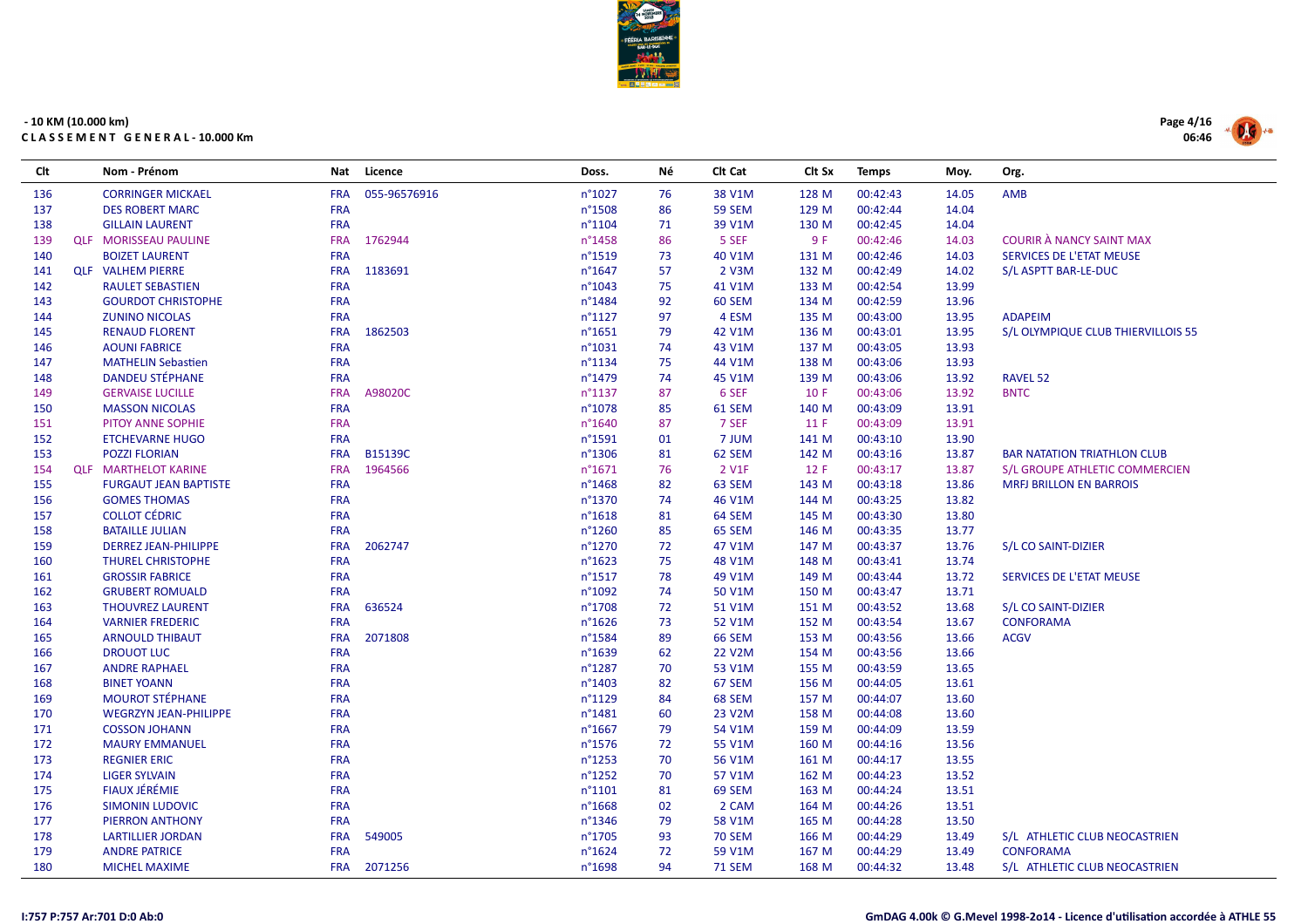- 10 KM (10.000 km)

**CLASSEMENT GENERAL - 10.000 Km**

| Clt | | Nom - Prénom | Nat | Licence | Doss. | Né | Clt Cat | Clt Sx | Temps | Moy. | Org. |
|---|---|---|---|---|---|---|---|---|---|---|---|
| 136 | | CORRINGER MICKAEL | FRA | 055-96576916 | n°1027 | 76 | 38 V1M | 128 M | 00:42:43 | 14.05 | AMB |
| 137 | | DES ROBERT MARC | FRA | | n°1508 | 86 | 59 SEM | 129 M | 00:42:44 | 14.04 | |
| 138 | | GILLAIN LAURENT | FRA | | n°1104 | 71 | 39 V1M | 130 M | 00:42:45 | 14.04 | |
| 139 | QLF | MORISSEAU PAULINE | FRA | 1762944 | n°1458 | 86 | 5 SEF | 9 F | 00:42:46 | 14.03 | COURIR À NANCY SAINT MAX |
| 140 | | BOIZET LAURENT | FRA | | n°1519 | 73 | 40 V1M | 131 M | 00:42:46 | 14.03 | SERVICES DE L'ETAT MEUSE |
| 141 | QLF | VALHEM PIERRE | FRA | 1183691 | n°1647 | 57 | 2 V3M | 132 M | 00:42:49 | 14.02 | S/L ASPTT BAR-LE-DUC |
| 142 | | RAULET SEBASTIEN | FRA | | n°1043 | 75 | 41 V1M | 133 M | 00:42:54 | 13.99 | |
| 143 | | GOURDOT CHRISTOPHE | FRA | | n°1484 | 92 | 60 SEM | 134 M | 00:42:59 | 13.96 | |
| 144 | | ZUNINO NICOLAS | FRA | | n°1127 | 97 | 4 ESM | 135 M | 00:43:00 | 13.95 | ADAPEIM |
| 145 | | RENAUD FLORENT | FRA | 1862503 | n°1651 | 79 | 42 V1M | 136 M | 00:43:01 | 13.95 | S/L OLYMPIQUE CLUB THIERVILLOIS 55 |
| 146 | | AOUNI FABRICE | FRA | | n°1031 | 74 | 43 V1M | 137 M | 00:43:05 | 13.93 | |
| 147 | | MATHELIN Sebastien | FRA | | n°1134 | 75 | 44 V1M | 138 M | 00:43:06 | 13.93 | |
| 148 | | DANDEU STÉPHANE | FRA | | n°1479 | 74 | 45 V1M | 139 M | 00:43:06 | 13.92 | RAVEL 52 |
| 149 | | GERVAISE LUCILLE | FRA | A98020C | n°1137 | 87 | 6 SEF | 10 F | 00:43:06 | 13.92 | BNTC |
| 150 | | MASSON NICOLAS | FRA | | n°1078 | 85 | 61 SEM | 140 M | 00:43:09 | 13.91 | |
| 151 | | PITOY ANNE SOPHIE | FRA | | n°1640 | 87 | 7 SEF | 11 F | 00:43:09 | 13.91 | |
| 152 | | ETCHEVARNE HUGO | FRA | | n°1591 | 01 | 7 JUM | 141 M | 00:43:10 | 13.90 | |
| 153 | | POZZI FLORIAN | FRA | B15139C | n°1306 | 81 | 62 SEM | 142 M | 00:43:16 | 13.87 | BAR NATATION TRIATHLON CLUB |
| 154 | QLF | MARTHELOT KARINE | FRA | 1964566 | n°1671 | 76 | 2 V1F | 12 F | 00:43:17 | 13.87 | S/L GROUPE ATHLETIC COMMERCIEN |
| 155 | | FURGAUT JEAN BAPTISTE | FRA | | n°1468 | 82 | 63 SEM | 143 M | 00:43:18 | 13.86 | MRFJ BRILLON EN BARROIS |
| 156 | | GOMES THOMAS | FRA | | n°1370 | 74 | 46 V1M | 144 M | 00:43:25 | 13.82 | |
| 157 | | COLLOT CÉDRIC | FRA | | n°1618 | 81 | 64 SEM | 145 M | 00:43:30 | 13.80 | |
| 158 | | BATAILLE JULIAN | FRA | | n°1260 | 85 | 65 SEM | 146 M | 00:43:35 | 13.77 | |
| 159 | | DERREZ JEAN-PHILIPPE | FRA | 2062747 | n°1270 | 72 | 47 V1M | 147 M | 00:43:37 | 13.76 | S/L CO SAINT-DIZIER |
| 160 | | THUREL CHRISTOPHE | FRA | | n°1623 | 75 | 48 V1M | 148 M | 00:43:41 | 13.74 | |
| 161 | | GROSSIR FABRICE | FRA | | n°1517 | 78 | 49 V1M | 149 M | 00:43:44 | 13.72 | SERVICES DE L'ETAT MEUSE |
| 162 | | GRUBERT ROMUALD | FRA | | n°1092 | 74 | 50 V1M | 150 M | 00:43:47 | 13.71 | |
| 163 | | THOUVREZ LAURENT | FRA | 636524 | n°1708 | 72 | 51 V1M | 151 M | 00:43:52 | 13.68 | S/L CO SAINT-DIZIER |
| 164 | | VARNIER FREDERIC | FRA | | n°1626 | 73 | 52 V1M | 152 M | 00:43:54 | 13.67 | CONFORAMA |
| 165 | | ARNOULD THIBAUT | FRA | 2071808 | n°1584 | 89 | 66 SEM | 153 M | 00:43:56 | 13.66 | ACGV |
| 166 | | DROUOT LUC | FRA | | n°1639 | 62 | 22 V2M | 154 M | 00:43:56 | 13.66 | |
| 167 | | ANDRE RAPHAEL | FRA | | n°1287 | 70 | 53 V1M | 155 M | 00:43:59 | 13.65 | |
| 168 | | BINET YOANN | FRA | | n°1403 | 82 | 67 SEM | 156 M | 00:44:05 | 13.61 | |
| 169 | | MOUROT STÉPHANE | FRA | | n°1129 | 84 | 68 SEM | 157 M | 00:44:07 | 13.60 | |
| 170 | | WEGRZYN JEAN-PHILIPPE | FRA | | n°1481 | 60 | 23 V2M | 158 M | 00:44:08 | 13.60 | |
| 171 | | COSSON JOHANN | FRA | | n°1667 | 79 | 54 V1M | 159 M | 00:44:09 | 13.59 | |
| 172 | | MAURY EMMANUEL | FRA | | n°1576 | 72 | 55 V1M | 160 M | 00:44:16 | 13.56 | |
| 173 | | REGNIER ERIC | FRA | | n°1253 | 70 | 56 V1M | 161 M | 00:44:17 | 13.55 | |
| 174 | | LIGER SYLVAIN | FRA | | n°1252 | 70 | 57 V1M | 162 M | 00:44:23 | 13.52 | |
| 175 | | FIAUX JÉRÉMIE | FRA | | n°1101 | 81 | 69 SEM | 163 M | 00:44:24 | 13.51 | |
| 176 | | SIMONIN LUDOVIC | FRA | | n°1668 | 02 | 2 CAM | 164 M | 00:44:26 | 13.51 | |
| 177 | | PIERRON ANTHONY | FRA | | n°1346 | 79 | 58 V1M | 165 M | 00:44:28 | 13.50 | |
| 178 | | LARTILLIER JORDAN | FRA | 549005 | n°1705 | 93 | 70 SEM | 166 M | 00:44:29 | 13.49 | S/L ATHLETIC CLUB NEOCASTRIEN |
| 179 | | ANDRE PATRICE | FRA | | n°1624 | 72 | 59 V1M | 167 M | 00:44:29 | 13.49 | CONFORAMA |
| 180 | | MICHEL MAXIME | FRA | 2071256 | n°1698 | 94 | 71 SEM | 168 M | 00:44:32 | 13.48 | S/L ATHLETIC CLUB NEOCASTRIEN |

I:757 P:757 Ar:701 D:0 Ab:0

GmDAG 4.00k © G.Mevel 1998-2014 - Licence d'utilisation accordée à ATHLE 55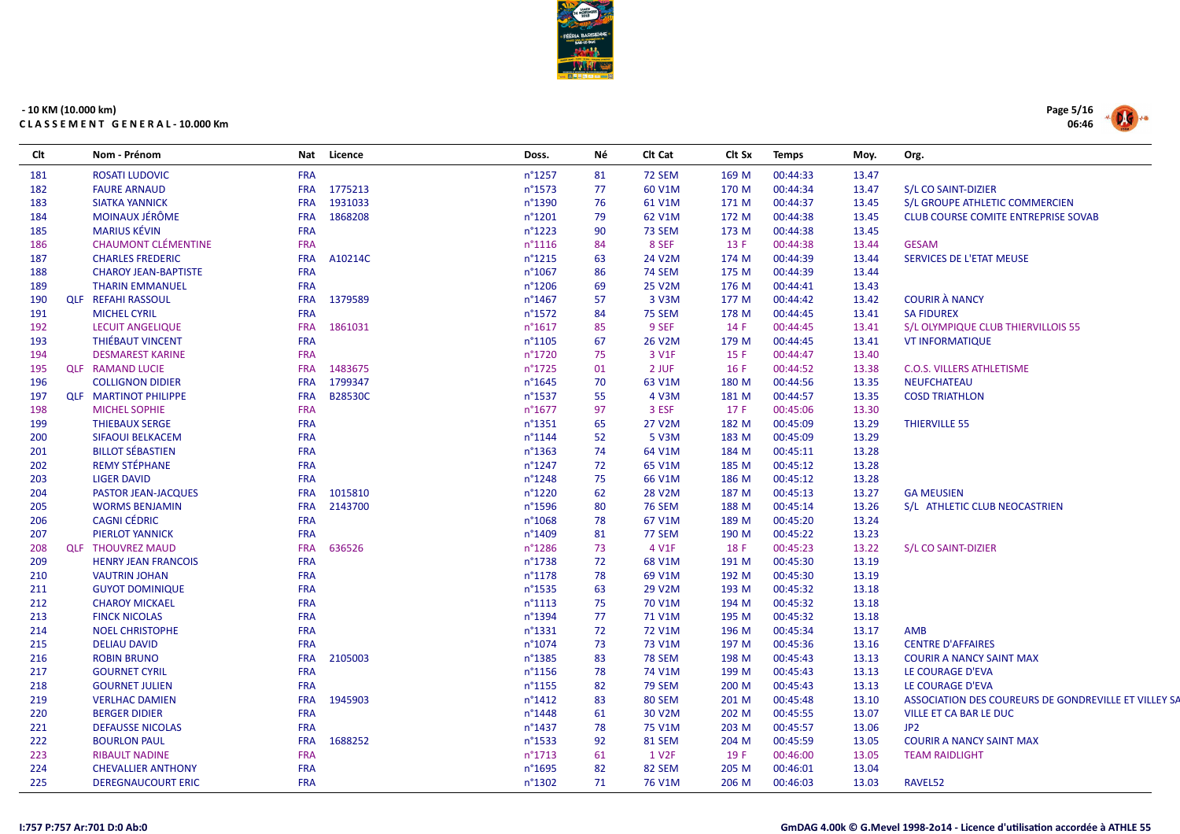- 10 KM (10.000 km)

**CLASSEMENT GENERAL - 10.000 Km**

| Clt | | Nom - Prénom | Nat | Licence | Doss. | Né | Clt Cat | Clt Sx | Temps | Moy. | Org. |
|---|---|---|---|---|---|---|---|---|---|---|---|
| 181 | | ROSATI LUDOVIC | FRA | | n°1257 | 81 | 72 SEM | 169 M | 00:44:33 | 13.47 | |
| 182 | | FAURE ARNAUD | FRA | 1775213 | n°1573 | 77 | 60 V1M | 170 M | 00:44:34 | 13.47 | S/L CO SAINT-DIZIER |
| 183 | | SIATKA YANNICK | FRA | 1931033 | n°1390 | 76 | 61 V1M | 171 M | 00:44:37 | 13.45 | S/L GROUPE ATHLETIC COMMERCIEN |
| 184 | | MOINAUX JÉRÔME | FRA | 1868208 | n°1201 | 79 | 62 V1M | 172 M | 00:44:38 | 13.45 | CLUB COURSE COMITE ENTREPRISE SOVAB |
| 185 | | MARIUS KÉVIN | FRA | | n°1223 | 90 | 73 SEM | 173 M | 00:44:38 | 13.45 | |
| 186 | | CHAUMONT CLÉMENTINE | FRA | | n°1116 | 84 | 8 SEF | 13 F | 00:44:38 | 13.44 | GESAM |
| 187 | | CHARLES FREDERIC | FRA | A10214C | n°1215 | 63 | 24 V2M | 174 M | 00:44:39 | 13.44 | SERVICES DE L'ETAT MEUSE |
| 188 | | CHAROY JEAN-BAPTISTE | FRA | | n°1067 | 86 | 74 SEM | 175 M | 00:44:39 | 13.44 | |
| 189 | | THARIN EMMANUEL | FRA | | n°1206 | 69 | 25 V2M | 176 M | 00:44:41 | 13.43 | |
| 190 | QLF | REFAHI RASSOUL | FRA | 1379589 | n°1467 | 57 | 3 V3M | 177 M | 00:44:42 | 13.42 | COURIR À NANCY |
| 191 | | MICHEL CYRIL | FRA | | n°1572 | 84 | 75 SEM | 178 M | 00:44:45 | 13.41 | SA FIDUREX |
| 192 | | LECUIT ANGELIQUE | FRA | 1861031 | n°1617 | 85 | 9 SEF | 14 F | 00:44:45 | 13.41 | S/L OLYMPIQUE CLUB THIERVILLOIS 55 |
| 193 | | THIÉBAUT VINCENT | FRA | | n°1105 | 67 | 26 V2M | 179 M | 00:44:45 | 13.41 | VT INFORMATIQUE |
| 194 | | DESMAREST KARINE | FRA | | n°1720 | 75 | 3 V1F | 15 F | 00:44:47 | 13.40 | |
| 195 | QLF | RAMAND LUCIE | FRA | 1483675 | n°1725 | 01 | 2 JUF | 16 F | 00:44:52 | 13.38 | C.O.S. VILLERS ATHLETISME |
| 196 | | COLLIGNON DIDIER | FRA | 1799347 | n°1645 | 70 | 63 V1M | 180 M | 00:44:56 | 13.35 | NEUFCHATEAU |
| 197 | QLF | MARTINOT PHILIPPE | FRA | B28530C | n°1537 | 55 | 4 V3M | 181 M | 00:44:57 | 13.35 | COSD TRIATHLON |
| 198 | | MICHEL SOPHIE | FRA | | n°1677 | 97 | 3 ESF | 17 F | 00:45:06 | 13.30 | |
| 199 | | THIEBAUX SERGE | FRA | | n°1351 | 65 | 27 V2M | 182 M | 00:45:09 | 13.29 | THIERVILLE 55 |
| 200 | | SIFAOUI BELKACEM | FRA | | n°1144 | 52 | 5 V3M | 183 M | 00:45:09 | 13.29 | |
| 201 | | BILLOT SÉBASTIEN | FRA | | n°1363 | 74 | 64 V1M | 184 M | 00:45:11 | 13.28 | |
| 202 | | REMY STÉPHANE | FRA | | n°1247 | 72 | 65 V1M | 185 M | 00:45:12 | 13.28 | |
| 203 | | LIGER DAVID | FRA | | n°1248 | 75 | 66 V1M | 186 M | 00:45:12 | 13.28 | |
| 204 | | PASTOR JEAN-JACQUES | FRA | 1015810 | n°1220 | 62 | 28 V2M | 187 M | 00:45:13 | 13.27 | GA MEUSIEN |
| 205 | | WORMS BENJAMIN | FRA | 2143700 | n°1596 | 80 | 76 SEM | 188 M | 00:45:14 | 13.26 | S/L ATHLETIC CLUB NEOCASTRIEN |
| 206 | | CAGNI CÉDRIC | FRA | | n°1068 | 78 | 67 V1M | 189 M | 00:45:20 | 13.24 | |
| 207 | | PIERLOT YANNICK | FRA | | n°1409 | 81 | 77 SEM | 190 M | 00:45:22 | 13.23 | |
| 208 | QLF | THOUVREZ MAUD | FRA | 636526 | n°1286 | 73 | 4 V1F | 18 F | 00:45:23 | 13.22 | S/L CO SAINT-DIZIER |
| 209 | | HENRY JEAN FRANCOIS | FRA | | n°1738 | 72 | 68 V1M | 191 M | 00:45:30 | 13.19 | |
| 210 | | VAUTRIN JOHAN | FRA | | n°1178 | 78 | 69 V1M | 192 M | 00:45:30 | 13.19 | |
| 211 | | GUYOT DOMINIQUE | FRA | | n°1535 | 63 | 29 V2M | 193 M | 00:45:32 | 13.18 | |
| 212 | | CHAROY MICKAEL | FRA | | n°1113 | 75 | 70 V1M | 194 M | 00:45:32 | 13.18 | |
| 213 | | FINCK NICOLAS | FRA | | n°1394 | 77 | 71 V1M | 195 M | 00:45:32 | 13.18 | |
| 214 | | NOEL CHRISTOPHE | FRA | | n°1331 | 72 | 72 V1M | 196 M | 00:45:34 | 13.17 | AMB |
| 215 | | DELIAU DAVID | FRA | | n°1074 | 73 | 73 V1M | 197 M | 00:45:36 | 13.16 | CENTRE D'AFFAIRES |
| 216 | | ROBIN BRUNO | FRA | 2105003 | n°1385 | 83 | 78 SEM | 198 M | 00:45:43 | 13.13 | COURIR A NANCY SAINT MAX |
| 217 | | GOURNET CYRIL | FRA | | n°1156 | 78 | 74 V1M | 199 M | 00:45:43 | 13.13 | LE COURAGE D'EVA |
| 218 | | GOURNET JULIEN | FRA | | n°1155 | 82 | 79 SEM | 200 M | 00:45:43 | 13.13 | LE COURAGE D'EVA |
| 219 | | VERLHAC DAMIEN | FRA | 1945903 | n°1412 | 83 | 80 SEM | 201 M | 00:45:48 | 13.10 | ASSOCIATION DES COUREURS DE GONDREVILLE ET VILLEY SA |
| 220 | | BERGER DIDIER | FRA | | n°1448 | 61 | 30 V2M | 202 M | 00:45:55 | 13.07 | VILLE ET CA BAR LE DUC |
| 221 | | DEFAUSSE NICOLAS | FRA | | n°1437 | 78 | 75 V1M | 203 M | 00:45:57 | 13.06 | JP2 |
| 222 | | BOURLON PAUL | FRA | 1688252 | n°1533 | 92 | 81 SEM | 204 M | 00:45:59 | 13.05 | COURIR A NANCY SAINT MAX |
| 223 | | RIBAULT NADINE | FRA | | n°1713 | 61 | 1 V2F | 19 F | 00:46:00 | 13.05 | TEAM RAIDLIGHT |
| 224 | | CHEVALLIER ANTHONY | FRA | | n°1695 | 82 | 82 SEM | 205 M | 00:46:01 | 13.04 | |
| 225 | | DEREGNAUCOURT ERIC | FRA | | n°1302 | 71 | 76 V1M | 206 M | 00:46:03 | 13.03 | RAVEL52 |

I:757 P:757 Ar:701 D:0 Ab:0

GmDAG 4.00k © G.Mevel 1998-2014 - Licence d'utilisation accordée à ATHLE 55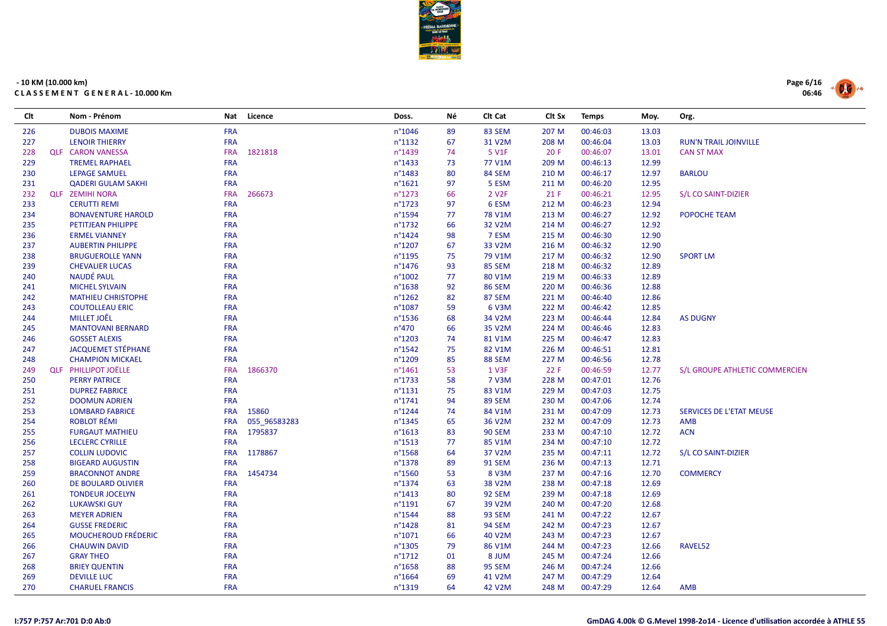- 10 KM (10.000 km)

**C L A S S E M E N T  G E N E R A L - 10.000 Km**

| Clt | | Nom - Prénom | Nat | Licence | Doss. | Né | Clt Cat | Clt Sx | Temps | Moy. | Org. |
|---|---|---|---|---|---|---|---|---|---|---|---|
| 226 | | DUBOIS MAXIME | FRA | | n°1046 | 89 | 83 SEM | 207 M | 00:46:03 | 13.03 | |
| 227 | | LENOIR THIERRY | FRA | | n°1132 | 67 | 31 V2M | 208 M | 00:46:04 | 13.03 | RUN'N TRAIL JOINVILLE |
| 228 | QLF | CARON VANESSA | FRA | 1821818 | n°1439 | 74 | 5 V1F | 20 F | 00:46:07 | 13.01 | CAN ST MAX |
| 229 | | TREMEL RAPHAEL | FRA | | n°1433 | 73 | 77 V1M | 209 M | 00:46:13 | 12.99 | |
| 230 | | LEPAGE SAMUEL | FRA | | n°1483 | 80 | 84 SEM | 210 M | 00:46:17 | 12.97 | BARLOU |
| 231 | | QADERI GULAM SAKHI | FRA | | n°1621 | 97 | 5 ESM | 211 M | 00:46:20 | 12.95 | |
| 232 | QLF | ZEMIHI NORA | FRA | 266673 | n°1273 | 66 | 2 V2F | 21 F | 00:46:21 | 12.95 | S/L CO SAINT-DIZIER |
| 233 | | CERUTTI REMI | FRA | | n°1723 | 97 | 6 ESM | 212 M | 00:46:23 | 12.94 | |
| 234 | | BONAVENTURE HAROLD | FRA | | n°1594 | 77 | 78 V1M | 213 M | 00:46:27 | 12.92 | POPOCHE TEAM |
| 235 | | PETITJEAN PHILIPPE | FRA | | n°1732 | 66 | 32 V2M | 214 M | 00:46:27 | 12.92 | |
| 236 | | ERMEL VIANNEY | FRA | | n°1424 | 98 | 7 ESM | 215 M | 00:46:30 | 12.90 | |
| 237 | | AUBERTIN PHILIPPE | FRA | | n°1207 | 67 | 33 V2M | 216 M | 00:46:32 | 12.90 | |
| 238 | | BRUGUEROLLE YANN | FRA | | n°1195 | 75 | 79 V1M | 217 M | 00:46:32 | 12.90 | SPORT LM |
| 239 | | CHEVALIER LUCAS | FRA | | n°1476 | 93 | 85 SEM | 218 M | 00:46:32 | 12.89 | |
| 240 | | NAUDÉ PAUL | FRA | | n°1002 | 77 | 80 V1M | 219 M | 00:46:33 | 12.89 | |
| 241 | | MICHEL SYLVAIN | FRA | | n°1638 | 92 | 86 SEM | 220 M | 00:46:36 | 12.88 | |
| 242 | | MATHIEU CHRISTOPHE | FRA | | n°1262 | 82 | 87 SEM | 221 M | 00:46:40 | 12.86 | |
| 243 | | COUTOLLEAU ERIC | FRA | | n°1087 | 59 | 6 V3M | 222 M | 00:46:42 | 12.85 | |
| 244 | | MILLET JOËL | FRA | | n°1536 | 68 | 34 V2M | 223 M | 00:46:44 | 12.84 | AS DUGNY |
| 245 | | MANTOVANI BERNARD | FRA | | n°470 | 66 | 35 V2M | 224 M | 00:46:46 | 12.83 | |
| 246 | | GOSSET ALEXIS | FRA | | n°1203 | 74 | 81 V1M | 225 M | 00:46:47 | 12.83 | |
| 247 | | JACQUEMET STÉPHANE | FRA | | n°1542 | 75 | 82 V1M | 226 M | 00:46:51 | 12.81 | |
| 248 | | CHAMPION MICKAEL | FRA | | n°1209 | 85 | 88 SEM | 227 M | 00:46:56 | 12.78 | |
| 249 | QLF | PHILLIPOT JOËLLE | FRA | 1866370 | n°1461 | 53 | 1 V3F | 22 F | 00:46:59 | 12.77 | S/L GROUPE ATHLETIC COMMERCIEN |
| 250 | | PERRY PATRICE | FRA | | n°1733 | 58 | 7 V3M | 228 M | 00:47:01 | 12.76 | |
| 251 | | DUPREZ FABRICE | FRA | | n°1131 | 75 | 83 V1M | 229 M | 00:47:03 | 12.75 | |
| 252 | | DOOMUN ADRIEN | FRA | | n°1741 | 94 | 89 SEM | 230 M | 00:47:06 | 12.74 | |
| 253 | | LOMBARD FABRICE | FRA | 15860 | n°1244 | 74 | 84 V1M | 231 M | 00:47:09 | 12.73 | SERVICES DE L'ETAT MEUSE |
| 254 | | ROBLOT RÉMI | FRA | 055_96583283 | n°1345 | 65 | 36 V2M | 232 M | 00:47:09 | 12.73 | AMB |
| 255 | | FURGAUT MATHIEU | FRA | 1795837 | n°1613 | 83 | 90 SEM | 233 M | 00:47:10 | 12.72 | ACN |
| 256 | | LECLERC CYRILLE | FRA | | n°1513 | 77 | 85 V1M | 234 M | 00:47:10 | 12.72 | |
| 257 | | COLLIN LUDOVIC | FRA | 1178867 | n°1568 | 64 | 37 V2M | 235 M | 00:47:11 | 12.72 | S/L CO SAINT-DIZIER |
| 258 | | BIGEARD AUGUSTIN | FRA | | n°1378 | 89 | 91 SEM | 236 M | 00:47:13 | 12.71 | |
| 259 | | BRACONNOT ANDRE | FRA | 1454734 | n°1560 | 53 | 8 V3M | 237 M | 00:47:16 | 12.70 | COMMERCY |
| 260 | | DE BOULARD OLIVIER | FRA | | n°1374 | 63 | 38 V2M | 238 M | 00:47:18 | 12.69 | |
| 261 | | TONDEUR JOCELYN | FRA | | n°1413 | 80 | 92 SEM | 239 M | 00:47:18 | 12.69 | |
| 262 | | LUKAWSKI GUY | FRA | | n°1191 | 67 | 39 V2M | 240 M | 00:47:20 | 12.68 | |
| 263 | | MEYER ADRIEN | FRA | | n°1544 | 88 | 93 SEM | 241 M | 00:47:22 | 12.67 | |
| 264 | | GUSSE FREDERIC | FRA | | n°1428 | 81 | 94 SEM | 242 M | 00:47:23 | 12.67 | |
| 265 | | MOUCHEROUD FRÉDERIC | FRA | | n°1071 | 66 | 40 V2M | 243 M | 00:47:23 | 12.67 | |
| 266 | | CHAUWIN DAVID | FRA | | n°1305 | 79 | 86 V1M | 244 M | 00:47:23 | 12.66 | RAVEL52 |
| 267 | | GRAY THEO | FRA | | n°1712 | 01 | 8 JUM | 245 M | 00:47:24 | 12.66 | |
| 268 | | BRIEY QUENTIN | FRA | | n°1658 | 88 | 95 SEM | 246 M | 00:47:24 | 12.66 | |
| 269 | | DEVILLE LUC | FRA | | n°1664 | 69 | 41 V2M | 247 M | 00:47:29 | 12.64 | |
| 270 | | CHARUEL FRANCIS | FRA | | n°1319 | 64 | 42 V2M | 248 M | 00:47:29 | 12.64 | AMB |

I:757 P:757 Ar:701 D:0 Ab:0

GmDAG 4.00k © G.Mevel 1998-2o14 - Licence d'utilisation accordée à ATHLE 55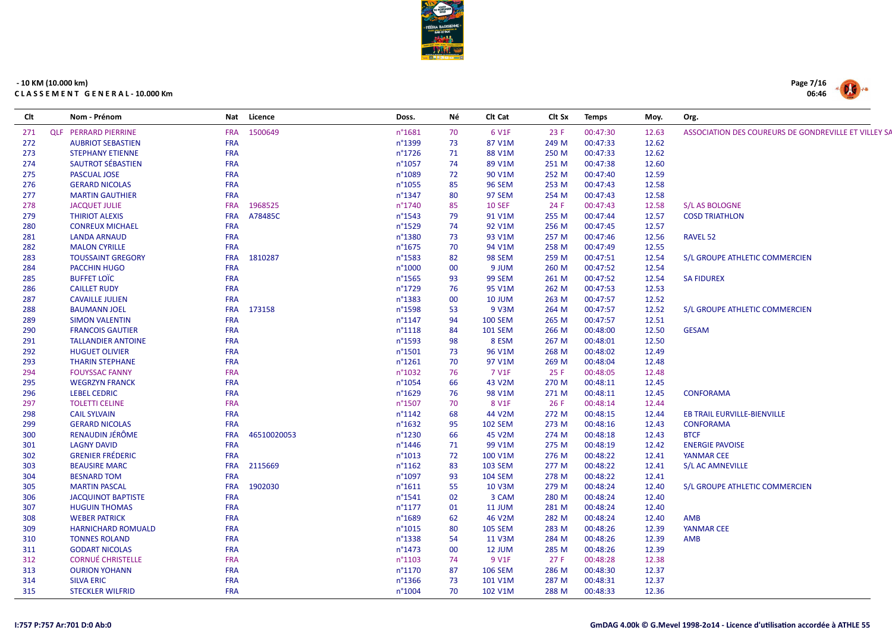- 10 KM (10.000 km)

**C L A S S E M E N T  G E N E R A L - 10.000 Km**

| Clt | | Nom - Prénom | Nat | Licence | Doss. | Né | Clt Cat | Clt Sx | Temps | Moy. | Org. |
|---|---|---|---|---|---|---|---|---|---|---|---|
| 271 | QLF | PERRARD PIERRINE | FRA | 1500649 | n°1681 | 70 | 6 V1F | 23 F | 00:47:30 | 12.63 | ASSOCIATION DES COUREURS DE GONDREVILLE ET VILLEY SA |
| 272 | | AUBRIOT SEBASTIEN | FRA | | n°1399 | 73 | 87 V1M | 249 M | 00:47:33 | 12.62 | |
| 273 | | STEPHANY ETIENNE | FRA | | n°1726 | 71 | 88 V1M | 250 M | 00:47:33 | 12.62 | |
| 274 | | SAUTROT SÉBASTIEN | FRA | | n°1057 | 74 | 89 V1M | 251 M | 00:47:38 | 12.60 | |
| 275 | | PASCUAL JOSE | FRA | | n°1089 | 72 | 90 V1M | 252 M | 00:47:40 | 12.59 | |
| 276 | | GERARD NICOLAS | FRA | | n°1055 | 85 | 96 SEM | 253 M | 00:47:43 | 12.58 | |
| 277 | | MARTIN GAUTHIER | FRA | | n°1347 | 80 | 97 SEM | 254 M | 00:47:43 | 12.58 | |
| 278 | | JACQUET JULIE | FRA | 1968525 | n°1740 | 85 | 10 SEF | 24 F | 00:47:43 | 12.58 | S/L AS BOLOGNE |
| 279 | | THIRIOT ALEXIS | FRA | A78485C | n°1543 | 79 | 91 V1M | 255 M | 00:47:44 | 12.57 | COSD TRIATHLON |
| 280 | | CONREUX MICHAEL | FRA | | n°1529 | 74 | 92 V1M | 256 M | 00:47:45 | 12.57 | |
| 281 | | LANDA ARNAUD | FRA | | n°1380 | 73 | 93 V1M | 257 M | 00:47:46 | 12.56 | RAVEL 52 |
| 282 | | MALON CYRILLE | FRA | | n°1675 | 70 | 94 V1M | 258 M | 00:47:49 | 12.55 | |
| 283 | | TOUSSAINT GREGORY | FRA | 1810287 | n°1583 | 82 | 98 SEM | 259 M | 00:47:51 | 12.54 | S/L GROUPE ATHLETIC COMMERCIEN |
| 284 | | PACCHIN HUGO | FRA | | n°1000 | 00 | 9 JUM | 260 M | 00:47:52 | 12.54 | |
| 285 | | BUFFET LOÏC | FRA | | n°1565 | 93 | 99 SEM | 261 M | 00:47:52 | 12.54 | SA FIDUREX |
| 286 | | CAILLET RUDY | FRA | | n°1729 | 76 | 95 V1M | 262 M | 00:47:53 | 12.53 | |
| 287 | | CAVAILLE JULIEN | FRA | | n°1383 | 00 | 10 JUM | 263 M | 00:47:57 | 12.52 | |
| 288 | | BAUMANN JOEL | FRA | 173158 | n°1598 | 53 | 9 V3M | 264 M | 00:47:57 | 12.52 | S/L GROUPE ATHLETIC COMMERCIEN |
| 289 | | SIMON VALENTIN | FRA | | n°1147 | 94 | 100 SEM | 265 M | 00:47:57 | 12.51 | |
| 290 | | FRANCOIS GAUTIER | FRA | | n°1118 | 84 | 101 SEM | 266 M | 00:48:00 | 12.50 | GESAM |
| 291 | | TALLANDIER ANTOINE | FRA | | n°1593 | 98 | 8 ESM | 267 M | 00:48:01 | 12.50 | |
| 292 | | HUGUET OLIVIER | FRA | | n°1501 | 73 | 96 V1M | 268 M | 00:48:02 | 12.49 | |
| 293 | | THARIN STEPHANE | FRA | | n°1261 | 70 | 97 V1M | 269 M | 00:48:04 | 12.48 | |
| 294 | | FOUYSSAC FANNY | FRA | | n°1032 | 76 | 7 V1F | 25 F | 00:48:05 | 12.48 | |
| 295 | | WEGRZYN FRANCK | FRA | | n°1054 | 66 | 43 V2M | 270 M | 00:48:11 | 12.45 | |
| 296 | | LEBEL CEDRIC | FRA | | n°1629 | 76 | 98 V1M | 271 M | 00:48:11 | 12.45 | CONFORAMA |
| 297 | | TOLETTI CELINE | FRA | | n°1507 | 70 | 8 V1F | 26 F | 00:48:14 | 12.44 | |
| 298 | | CAIL SYLVAIN | FRA | | n°1142 | 68 | 44 V2M | 272 M | 00:48:15 | 12.44 | EB TRAIL EURVILLE-BIENVILLE |
| 299 | | GERARD NICOLAS | FRA | | n°1632 | 95 | 102 SEM | 273 M | 00:48:16 | 12.43 | CONFORAMA |
| 300 | | RENAUDIN JÉRÔME | FRA | 46510020053 | n°1230 | 66 | 45 V2M | 274 M | 00:48:18 | 12.43 | BTCF |
| 301 | | LAGNY DAVID | FRA | | n°1446 | 71 | 99 V1M | 275 M | 00:48:19 | 12.42 | ENERGIE PAVOISE |
| 302 | | GRENIER FRÉDERIC | FRA | | n°1013 | 72 | 100 V1M | 276 M | 00:48:22 | 12.41 | YANMAR CEE |
| 303 | | BEAUSIRE MARC | FRA | 2115669 | n°1162 | 83 | 103 SEM | 277 M | 00:48:22 | 12.41 | S/L AC AMNEVILLE |
| 304 | | BESNARD TOM | FRA | | n°1097 | 93 | 104 SEM | 278 M | 00:48:22 | 12.41 | |
| 305 | | MARTIN PASCAL | FRA | 1902030 | n°1611 | 55 | 10 V3M | 279 M | 00:48:24 | 12.40 | S/L GROUPE ATHLETIC COMMERCIEN |
| 306 | | JACQUINOT BAPTISTE | FRA | | n°1541 | 02 | 3 CAM | 280 M | 00:48:24 | 12.40 | |
| 307 | | HUGUIN THOMAS | FRA | | n°1177 | 01 | 11 JUM | 281 M | 00:48:24 | 12.40 | |
| 308 | | WEBER PATRICK | FRA | | n°1689 | 62 | 46 V2M | 282 M | 00:48:24 | 12.40 | AMB |
| 309 | | HARNICHARD ROMUALD | FRA | | n°1015 | 80 | 105 SEM | 283 M | 00:48:26 | 12.39 | YANMAR CEE |
| 310 | | TONNES ROLAND | FRA | | n°1338 | 54 | 11 V3M | 284 M | 00:48:26 | 12.39 | AMB |
| 311 | | GODART NICOLAS | FRA | | n°1473 | 00 | 12 JUM | 285 M | 00:48:26 | 12.39 | |
| 312 | | CORNUÉ CHRISTELLE | FRA | | n°1103 | 74 | 9 V1F | 27 F | 00:48:28 | 12.38 | |
| 313 | | OURION YOHANN | FRA | | n°1170 | 87 | 106 SEM | 286 M | 00:48:30 | 12.37 | |
| 314 | | SILVA ERIC | FRA | | n°1366 | 73 | 101 V1M | 287 M | 00:48:31 | 12.37 | |
| 315 | | STECKLER WILFRID | FRA | | n°1004 | 70 | 102 V1M | 288 M | 00:48:33 | 12.36 | |

I:757 P:757 Ar:701 D:0 Ab:0

GmDAG 4.00k © G.Mevel 1998-2o14 - Licence d'utilisation accordée à ATHLE 55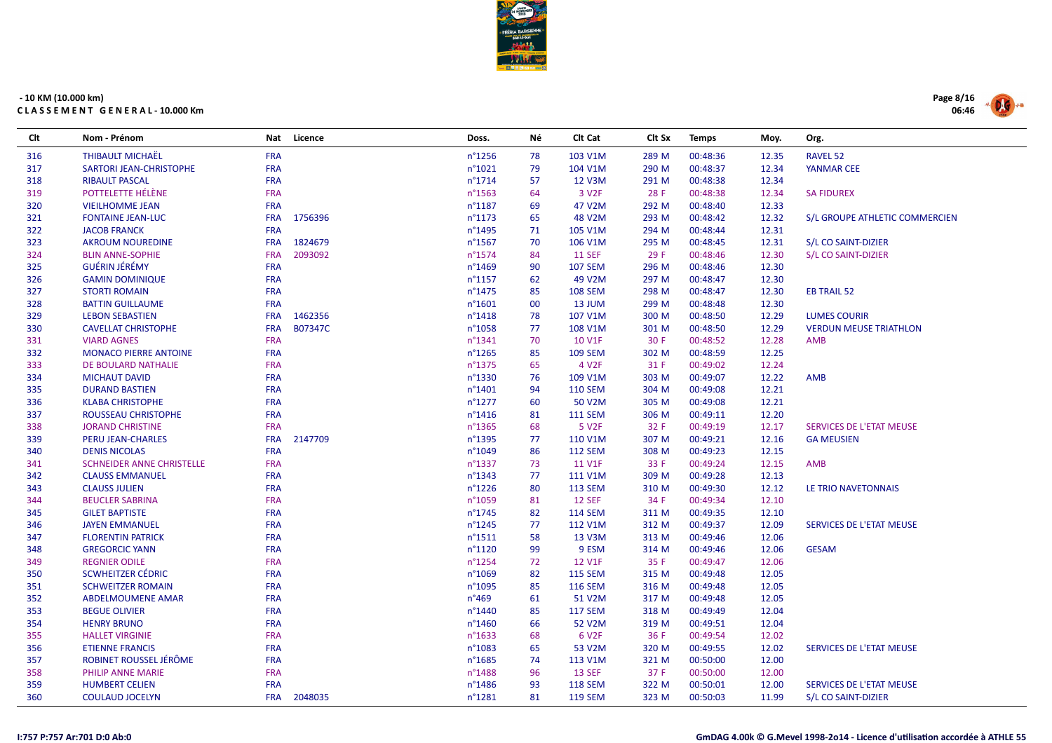- 10 KM (10.000 km)

**CLASSEMENT GENERAL - 10.000 Km**

| Clt | Nom - Prénom | Nat | Licence | Doss. | Né | Clt Cat | Clt Sx | Temps | Moy. | Org. |
|---|---|---|---|---|---|---|---|---|---|---|
| 316 | THIBAULT MICHAËL | FRA | | n°1256 | 78 | 103 V1M | 289 M | 00:48:36 | 12.35 | RAVEL 52 |
| 317 | SARTORI JEAN-CHRISTOPHE | FRA | | n°1021 | 79 | 104 V1M | 290 M | 00:48:37 | 12.34 | YANMAR CEE |
| 318 | RIBAULT PASCAL | FRA | | n°1714 | 57 | 12 V3M | 291 M | 00:48:38 | 12.34 | |
| 319 | POTTELETTE HÉLÈNE | FRA | | n°1563 | 64 | 3 V2F | 28 F | 00:48:38 | 12.34 | SA FIDUREX |
| 320 | VIEILHOMME JEAN | FRA | | n°1187 | 69 | 47 V2M | 292 M | 00:48:40 | 12.33 | |
| 321 | FONTAINE JEAN-LUC | FRA | 1756396 | n°1173 | 65 | 48 V2M | 293 M | 00:48:42 | 12.32 | S/L GROUPE ATHLETIC COMMERCIEN |
| 322 | JACOB FRANCK | FRA | | n°1495 | 71 | 105 V1M | 294 M | 00:48:44 | 12.31 | |
| 323 | AKROUM NOUREDINE | FRA | 1824679 | n°1567 | 70 | 106 V1M | 295 M | 00:48:45 | 12.31 | S/L CO SAINT-DIZIER |
| 324 | BLIN ANNE-SOPHIE | FRA | 2093092 | n°1574 | 84 | 11 SEF | 29 F | 00:48:46 | 12.30 | S/L CO SAINT-DIZIER |
| 325 | GUÉRIN JÉRÉMY | FRA | | n°1469 | 90 | 107 SEM | 296 M | 00:48:46 | 12.30 | |
| 326 | GAMIN DOMINIQUE | FRA | | n°1157 | 62 | 49 V2M | 297 M | 00:48:47 | 12.30 | |
| 327 | STORTI ROMAIN | FRA | | n°1475 | 85 | 108 SEM | 298 M | 00:48:47 | 12.30 | EB TRAIL 52 |
| 328 | BATTIN GUILLAUME | FRA | | n°1601 | 00 | 13 JUM | 299 M | 00:48:48 | 12.30 | |
| 329 | LEBON SEBASTIEN | FRA | 1462356 | n°1418 | 78 | 107 V1M | 300 M | 00:48:50 | 12.29 | LUMES COURIR |
| 330 | CAVELLAT CHRISTOPHE | FRA | B07347C | n°1058 | 77 | 108 V1M | 301 M | 00:48:50 | 12.29 | VERDUN MEUSE TRIATHLON |
| 331 | VIARD AGNES | FRA | | n°1341 | 70 | 10 V1F | 30 F | 00:48:52 | 12.28 | AMB |
| 332 | MONACO PIERRE ANTOINE | FRA | | n°1265 | 85 | 109 SEM | 302 M | 00:48:59 | 12.25 | |
| 333 | DE BOULARD NATHALIE | FRA | | n°1375 | 65 | 4 V2F | 31 F | 00:49:02 | 12.24 | |
| 334 | MICHAUT DAVID | FRA | | n°1330 | 76 | 109 V1M | 303 M | 00:49:07 | 12.22 | AMB |
| 335 | DURAND BASTIEN | FRA | | n°1401 | 94 | 110 SEM | 304 M | 00:49:08 | 12.21 | |
| 336 | KLABA CHRISTOPHE | FRA | | n°1277 | 60 | 50 V2M | 305 M | 00:49:08 | 12.21 | |
| 337 | ROUSSEAU CHRISTOPHE | FRA | | n°1416 | 81 | 111 SEM | 306 M | 00:49:11 | 12.20 | |
| 338 | JORAND CHRISTINE | FRA | | n°1365 | 68 | 5 V2F | 32 F | 00:49:19 | 12.17 | SERVICES DE L'ETAT MEUSE |
| 339 | PERU JEAN-CHARLES | FRA | 2147709 | n°1395 | 77 | 110 V1M | 307 M | 00:49:21 | 12.16 | GA MEUSIEN |
| 340 | DENIS NICOLAS | FRA | | n°1049 | 86 | 112 SEM | 308 M | 00:49:23 | 12.15 | |
| 341 | SCHNEIDER ANNE CHRISTELLE | FRA | | n°1337 | 73 | 11 V1F | 33 F | 00:49:24 | 12.15 | AMB |
| 342 | CLAUSS EMMANUEL | FRA | | n°1343 | 77 | 111 V1M | 309 M | 00:49:28 | 12.13 | |
| 343 | CLAUSS JULIEN | FRA | | n°1226 | 80 | 113 SEM | 310 M | 00:49:30 | 12.12 | LE TRIO NAVETONNAIS |
| 344 | BEUCLER SABRINA | FRA | | n°1059 | 81 | 12 SEF | 34 F | 00:49:34 | 12.10 | |
| 345 | GILET BAPTISTE | FRA | | n°1745 | 82 | 114 SEM | 311 M | 00:49:35 | 12.10 | |
| 346 | JAYEN EMMANUEL | FRA | | n°1245 | 77 | 112 V1M | 312 M | 00:49:37 | 12.09 | SERVICES DE L'ETAT MEUSE |
| 347 | FLORENTIN PATRICK | FRA | | n°1511 | 58 | 13 V3M | 313 M | 00:49:46 | 12.06 | |
| 348 | GREGORCIC YANN | FRA | | n°1120 | 99 | 9 ESM | 314 M | 00:49:46 | 12.06 | GESAM |
| 349 | REGNIER ODILE | FRA | | n°1254 | 72 | 12 V1F | 35 F | 00:49:47 | 12.06 | |
| 350 | SCWHEITZER CÉDRIC | FRA | | n°1069 | 82 | 115 SEM | 315 M | 00:49:48 | 12.05 | |
| 351 | SCHWEITZER ROMAIN | FRA | | n°1095 | 85 | 116 SEM | 316 M | 00:49:48 | 12.05 | |
| 352 | ABDELMOUMENE AMAR | FRA | | n°469 | 61 | 51 V2M | 317 M | 00:49:48 | 12.05 | |
| 353 | BEGUE OLIVIER | FRA | | n°1440 | 85 | 117 SEM | 318 M | 00:49:49 | 12.04 | |
| 354 | HENRY BRUNO | FRA | | n°1460 | 66 | 52 V2M | 319 M | 00:49:51 | 12.04 | |
| 355 | HALLET VIRGINIE | FRA | | n°1633 | 68 | 6 V2F | 36 F | 00:49:54 | 12.02 | |
| 356 | ETIENNE FRANCIS | FRA | | n°1083 | 65 | 53 V2M | 320 M | 00:49:55 | 12.02 | SERVICES DE L'ETAT MEUSE |
| 357 | ROBINET ROUSSEL JÉRÔME | FRA | | n°1685 | 74 | 113 V1M | 321 M | 00:50:00 | 12.00 | |
| 358 | PHILIP ANNE MARIE | FRA | | n°1488 | 96 | 13 SEF | 37 F | 00:50:00 | 12.00 | |
| 359 | HUMBERT CELIEN | FRA | | n°1486 | 93 | 118 SEM | 322 M | 00:50:01 | 12.00 | SERVICES DE L'ETAT MEUSE |
| 360 | COULAUD JOCELYN | FRA | 2048035 | n°1281 | 81 | 119 SEM | 323 M | 00:50:03 | 11.99 | S/L CO SAINT-DIZIER |

I:757 P:757 Ar:701 D:0 Ab:0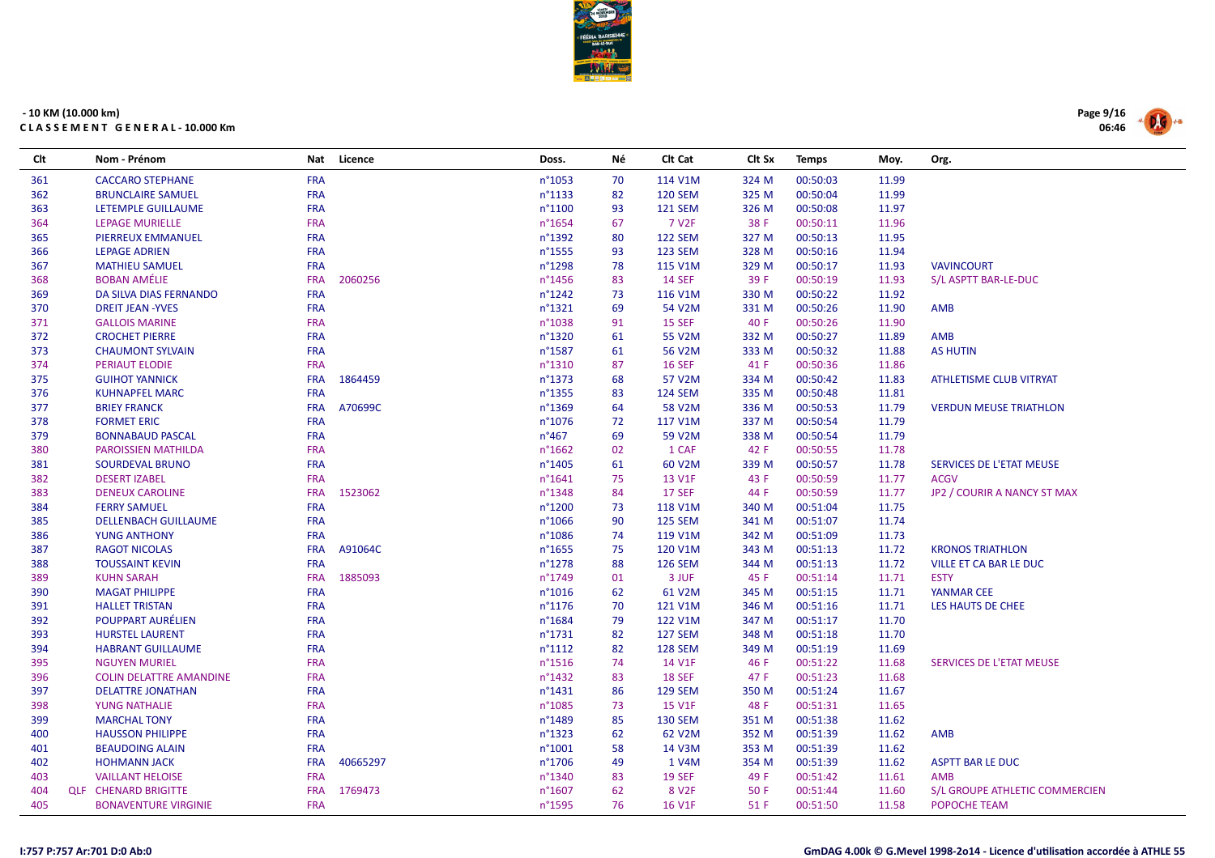- 10 KM (10.000 km)

**CLASSEMENT GENERAL - 10.000 Km**

| Clt | | Nom - Prénom | Nat | Licence | Doss. | Né | Clt Cat | Clt Sx | Temps | Moy. | Org. |
|---|---|---|---|---|---|---|---|---|---|---|---|
| 361 | | CACCARO STEPHANE | FRA | | n°1053 | 70 | 114 V1M | 324 M | 00:50:03 | 11.99 | |
| 362 | | BRUNCLAIRE SAMUEL | FRA | | n°1133 | 82 | 120 SEM | 325 M | 00:50:04 | 11.99 | |
| 363 | | LETEMPLE GUILLAUME | FRA | | n°1100 | 93 | 121 SEM | 326 M | 00:50:08 | 11.97 | |
| 364 | | LEPAGE MURIELLE | FRA | | n°1654 | 67 | 7 V2F | 38 F | 00:50:11 | 11.96 | |
| 365 | | PIERREUX EMMANUEL | FRA | | n°1392 | 80 | 122 SEM | 327 M | 00:50:13 | 11.95 | |
| 366 | | LEPAGE ADRIEN | FRA | | n°1555 | 93 | 123 SEM | 328 M | 00:50:16 | 11.94 | |
| 367 | | MATHIEU SAMUEL | FRA | | n°1298 | 78 | 115 V1M | 329 M | 00:50:17 | 11.93 | VAVINCOURT |
| 368 | | BOBAN AMÉLIE | FRA | 2060256 | n°1456 | 83 | 14 SEF | 39 F | 00:50:19 | 11.93 | S/L ASPTT BAR-LE-DUC |
| 369 | | DA SILVA DIAS FERNANDO | FRA | | n°1242 | 73 | 116 V1M | 330 M | 00:50:22 | 11.92 | |
| 370 | | DREIT JEAN -YVES | FRA | | n°1321 | 69 | 54 V2M | 331 M | 00:50:26 | 11.90 | AMB |
| 371 | | GALLOIS MARINE | FRA | | n°1038 | 91 | 15 SEF | 40 F | 00:50:26 | 11.90 | |
| 372 | | CROCHET PIERRE | FRA | | n°1320 | 61 | 55 V2M | 332 M | 00:50:27 | 11.89 | AMB |
| 373 | | CHAUMONT SYLVAIN | FRA | | n°1587 | 61 | 56 V2M | 333 M | 00:50:32 | 11.88 | AS HUTIN |
| 374 | | PERIAUT ELODIE | FRA | | n°1310 | 87 | 16 SEF | 41 F | 00:50:36 | 11.86 | |
| 375 | | GUIHOT YANNICK | FRA | 1864459 | n°1373 | 68 | 57 V2M | 334 M | 00:50:42 | 11.83 | ATHLETISME CLUB VITRYAT |
| 376 | | KUHNAPPEL MARC | FRA | | n°1355 | 83 | 124 SEM | 335 M | 00:50:48 | 11.81 | |
| 377 | | BRIEY FRANCK | FRA | A70699C | n°1369 | 64 | 58 V2M | 336 M | 00:50:53 | 11.79 | VERDUN MEUSE TRIATHLON |
| 378 | | FORMET ERIC | FRA | | n°1076 | 72 | 117 V1M | 337 M | 00:50:54 | 11.79 | |
| 379 | | BONNABAUD PASCAL | FRA | | n°467 | 69 | 59 V2M | 338 M | 00:50:54 | 11.79 | |
| 380 | | PAROISSIEN MATHILDA | FRA | | n°1662 | 02 | 1 CAF | 42 F | 00:50:55 | 11.78 | |
| 381 | | SOURDEVAL BRUNO | FRA | | n°1405 | 61 | 60 V2M | 339 M | 00:50:57 | 11.78 | SERVICES DE L'ETAT MEUSE |
| 382 | | DESERT IZABEL | FRA | | n°1641 | 75 | 13 V1F | 43 F | 00:50:59 | 11.77 | ACGV |
| 383 | | DENEUX CAROLINE | FRA | 1523062 | n°1348 | 84 | 17 SEF | 44 F | 00:50:59 | 11.77 | JP2 / COURIR A NANCY ST MAX |
| 384 | | FERRY SAMUEL | FRA | | n°1200 | 73 | 118 V1M | 340 M | 00:51:04 | 11.75 | |
| 385 | | DELLENBACH GUILLAUME | FRA | | n°1066 | 90 | 125 SEM | 341 M | 00:51:07 | 11.74 | |
| 386 | | YUNG ANTHONY | FRA | | n°1086 | 74 | 119 V1M | 342 M | 00:51:09 | 11.73 | |
| 387 | | RAGOT NICOLAS | FRA | A91064C | n°1655 | 75 | 120 V1M | 343 M | 00:51:13 | 11.72 | KRONOS TRIATHLON |
| 388 | | TOUSSAINT KEVIN | FRA | | n°1278 | 88 | 126 SEM | 344 M | 00:51:13 | 11.72 | VILLE ET CA BAR LE DUC |
| 389 | | KUHN SARAH | FRA | 1885093 | n°1749 | 01 | 3 JUF | 45 F | 00:51:14 | 11.71 | ESTY |
| 390 | | MAGAT PHILIPPE | FRA | | n°1016 | 62 | 61 V2M | 345 M | 00:51:15 | 11.71 | YANMAR CEE |
| 391 | | HALLET TRISTAN | FRA | | n°1176 | 70 | 121 V1M | 346 M | 00:51:16 | 11.71 | LES HAUTS DE CHEE |
| 392 | | POUPPART AURÉLIEN | FRA | | n°1684 | 79 | 122 V1M | 347 M | 00:51:17 | 11.70 | |
| 393 | | HURSTEL LAURENT | FRA | | n°1731 | 82 | 127 SEM | 348 M | 00:51:18 | 11.70 | |
| 394 | | HABRANT GUILLAUME | FRA | | n°1112 | 82 | 128 SEM | 349 M | 00:51:19 | 11.69 | |
| 395 | | NGUYEN MURIEL | FRA | | n°1516 | 74 | 14 V1F | 46 F | 00:51:22 | 11.68 | SERVICES DE L'ETAT MEUSE |
| 396 | | COLIN DELATTRE AMANDINE | FRA | | n°1432 | 83 | 18 SEF | 47 F | 00:51:23 | 11.68 | |
| 397 | | DELATTRE JONATHAN | FRA | | n°1431 | 86 | 129 SEM | 350 M | 00:51:24 | 11.67 | |
| 398 | | YUNG NATHALIE | FRA | | n°1085 | 73 | 15 V1F | 48 F | 00:51:31 | 11.65 | |
| 399 | | MARCHAL TONY | FRA | | n°1489 | 85 | 130 SEM | 351 M | 00:51:38 | 11.62 | |
| 400 | | HAUSSON PHILIPPE | FRA | | n°1323 | 62 | 62 V2M | 352 M | 00:51:39 | 11.62 | AMB |
| 401 | | BEAUDOING ALAIN | FRA | | n°1001 | 58 | 14 V3M | 353 M | 00:51:39 | 11.62 | |
| 402 | | HOHMANN JACK | FRA | 40665297 | n°1706 | 49 | 1 V4M | 354 M | 00:51:39 | 11.62 | ASPTT BAR LE DUC |
| 403 | | VAILLANT HELOISE | FRA | | n°1340 | 83 | 19 SEF | 49 F | 00:51:42 | 11.61 | AMB |
| 404 | QLF | CHENARD BRIGITTE | FRA | 1769473 | n°1607 | 62 | 8 V2F | 50 F | 00:51:44 | 11.60 | S/L GROUPE ATHLETIC COMMERCIEN |
| 405 | | BONAVENTURE VIRGINIE | FRA | | n°1595 | 76 | 16 V1F | 51 F | 00:51:50 | 11.58 | POPOCHE TEAM |

I:757 P:757 Ar:701 D:0 Ab:0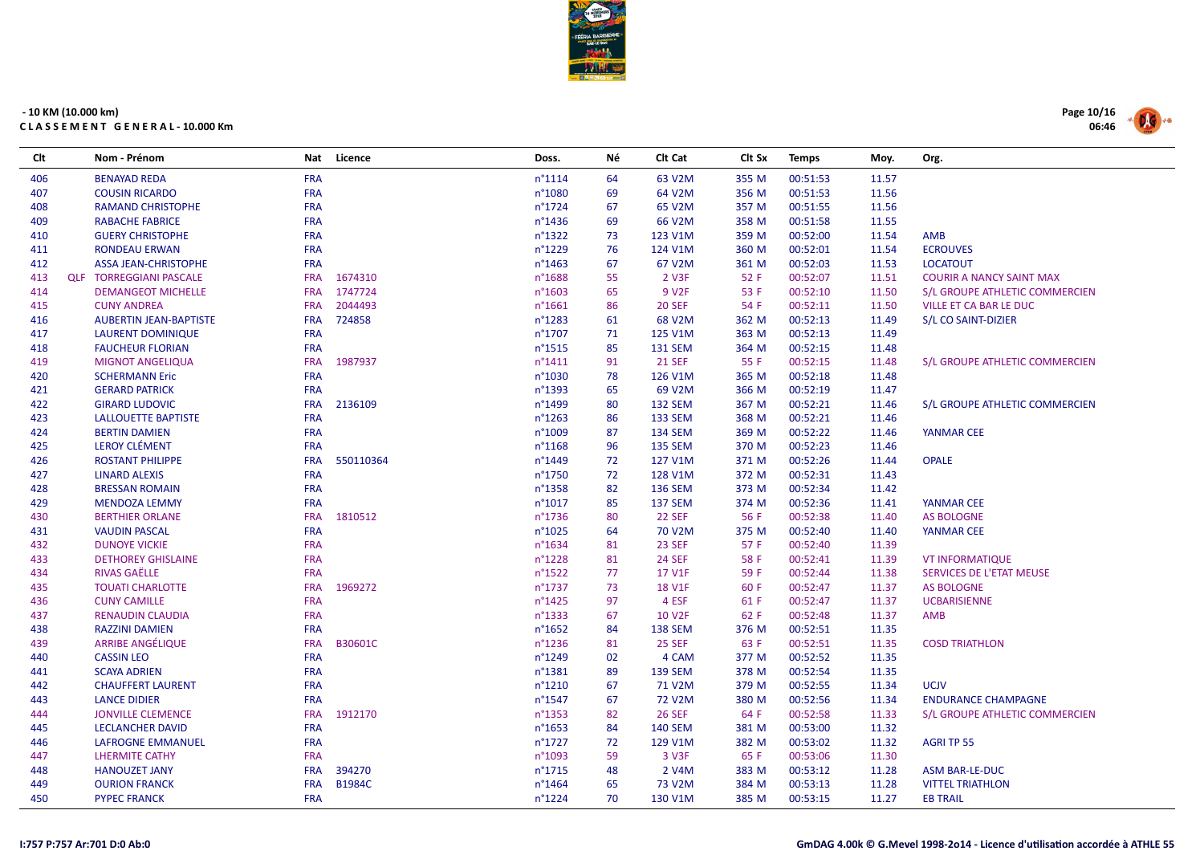- 10 KM (10.000 km)

**C L A S S E M E N T   G E N E R A L - 10.000 Km**

| Clt | | Nom - Prénom | Nat | Licence | Doss. | Né | Clt Cat | Clt Sx | Temps | Moy. | Org. |
|---|---|---|---|---|---|---|---|---|---|---|---|
| 406 | | BENAYAD REDA | FRA | | n°1114 | 64 | 63 V2M | 355 M | 00:51:53 | 11.57 | |
| 407 | | COUSIN RICARDO | FRA | | n°1080 | 69 | 64 V2M | 356 M | 00:51:53 | 11.56 | |
| 408 | | RAMAND CHRISTOPHE | FRA | | n°1724 | 67 | 65 V2M | 357 M | 00:51:55 | 11.56 | |
| 409 | | RABACHE FABRICE | FRA | | n°1436 | 69 | 66 V2M | 358 M | 00:51:58 | 11.55 | |
| 410 | | GUERY CHRISTOPHE | FRA | | n°1322 | 73 | 123 V1M | 359 M | 00:52:00 | 11.54 | AMB |
| 411 | | RONDEAU ERWAN | FRA | | n°1229 | 76 | 124 V1M | 360 M | 00:52:01 | 11.54 | ECROUVES |
| 412 | | ASSA JEAN-CHRISTOPHE | FRA | | n°1463 | 67 | 67 V2M | 361 M | 00:52:03 | 11.53 | LOCATOUT |
| 413 | QLF | TORREGGIANI PASCALE | FRA | 1674310 | n°1688 | 55 | 2 V3F | 52 F | 00:52:07 | 11.51 | COURIR A NANCY SAINT MAX |
| 414 | | DEMANGEOT MICHELLE | FRA | 1747724 | n°1603 | 65 | 9 V2F | 53 F | 00:52:10 | 11.50 | S/L GROUPE ATHLETIC COMMERCIEN |
| 415 | | CUNY ANDREA | FRA | 2044493 | n°1661 | 86 | 20 SEF | 54 F | 00:52:11 | 11.50 | VILLE ET CA BAR LE DUC |
| 416 | | AUBERTIN JEAN-BAPTISTE | FRA | 724858 | n°1283 | 61 | 68 V2M | 362 M | 00:52:13 | 11.49 | S/L CO SAINT-DIZIER |
| 417 | | LAURENT DOMINIQUE | FRA | | n°1707 | 71 | 125 V1M | 363 M | 00:52:13 | 11.49 | |
| 418 | | FAUCHEUR FLORIAN | FRA | | n°1515 | 85 | 131 SEM | 364 M | 00:52:15 | 11.48 | |
| 419 | | MIGNOT ANGELIQUA | FRA | 1987937 | n°1411 | 91 | 21 SEF | 55 F | 00:52:15 | 11.48 | S/L GROUPE ATHLETIC COMMERCIEN |
| 420 | | SCHERMANN Eric | FRA | | n°1030 | 78 | 126 V1M | 365 M | 00:52:18 | 11.48 | |
| 421 | | GERARD PATRICK | FRA | | n°1393 | 65 | 69 V2M | 366 M | 00:52:19 | 11.47 | |
| 422 | | GIRARD LUDOVIC | FRA | 2136109 | n°1499 | 80 | 132 SEM | 367 M | 00:52:21 | 11.46 | S/L GROUPE ATHLETIC COMMERCIEN |
| 423 | | LALLOUETTE BAPTISTE | FRA | | n°1263 | 86 | 133 SEM | 368 M | 00:52:21 | 11.46 | |
| 424 | | BERTIN DAMIEN | FRA | | n°1009 | 87 | 134 SEM | 369 M | 00:52:22 | 11.46 | YANMAR CEE |
| 425 | | LEROY CLÉMENT | FRA | | n°1168 | 96 | 135 SEM | 370 M | 00:52:23 | 11.46 | |
| 426 | | ROSTANT PHILIPPE | FRA | 550110364 | n°1449 | 72 | 127 V1M | 371 M | 00:52:26 | 11.44 | OPALE |
| 427 | | LINARD ALEXIS | FRA | | n°1750 | 72 | 128 V1M | 372 M | 00:52:31 | 11.43 | |
| 428 | | BRESSAN ROMAIN | FRA | | n°1358 | 82 | 136 SEM | 373 M | 00:52:34 | 11.42 | |
| 429 | | MENDOZA LEMMY | FRA | | n°1017 | 85 | 137 SEM | 374 M | 00:52:36 | 11.41 | YANMAR CEE |
| 430 | | BERTHIER ORLANE | FRA | 1810512 | n°1736 | 80 | 22 SEF | 56 F | 00:52:38 | 11.40 | AS BOLOGNE |
| 431 | | VAUDIN PASCAL | FRA | | n°1025 | 64 | 70 V2M | 375 M | 00:52:40 | 11.40 | YANMAR CEE |
| 432 | | DUNOYE VICKIE | FRA | | n°1634 | 81 | 23 SEF | 57 F | 00:52:40 | 11.39 | |
| 433 | | DETHOREY GHISLAINE | FRA | | n°1228 | 81 | 24 SEF | 58 F | 00:52:41 | 11.39 | VT INFORMATIQUE |
| 434 | | RIVAS GAËLLE | FRA | | n°1522 | 77 | 17 V1F | 59 F | 00:52:44 | 11.38 | SERVICES DE L'ETAT MEUSE |
| 435 | | TOUATI CHARLOTTE | FRA | 1969272 | n°1737 | 73 | 18 V1F | 60 F | 00:52:47 | 11.37 | AS BOLOGNE |
| 436 | | CUNY CAMILLE | FRA | | n°1425 | 97 | 4 ESF | 61 F | 00:52:47 | 11.37 | UCBARISIENNE |
| 437 | | RENAUDIN CLAUDIA | FRA | | n°1333 | 67 | 10 V2F | 62 F | 00:52:48 | 11.37 | AMB |
| 438 | | RAZZINI DAMIEN | FRA | | n°1652 | 84 | 138 SEM | 376 M | 00:52:51 | 11.35 | |
| 439 | | ARRIBE ANGÉLIQUE | FRA | B30601C | n°1236 | 81 | 25 SEF | 63 F | 00:52:51 | 11.35 | COSD TRIATHLON |
| 440 | | CASSIN LEO | FRA | | n°1249 | 02 | 4 CAM | 377 M | 00:52:52 | 11.35 | |
| 441 | | SCAYA ADRIEN | FRA | | n°1381 | 89 | 139 SEM | 378 M | 00:52:54 | 11.35 | |
| 442 | | CHAUFFERT LAURENT | FRA | | n°1210 | 67 | 71 V2M | 379 M | 00:52:55 | 11.34 | UCJV |
| 443 | | LANCE DIDIER | FRA | | n°1547 | 67 | 72 V2M | 380 M | 00:52:56 | 11.34 | ENDURANCE CHAMPAGNE |
| 444 | | JONVILLE CLEMENCE | FRA | 1912170 | n°1353 | 82 | 26 SEF | 64 F | 00:52:58 | 11.33 | S/L GROUPE ATHLETIC COMMERCIEN |
| 445 | | LECLANCHER DAVID | FRA | | n°1653 | 84 | 140 SEM | 381 M | 00:53:00 | 11.32 | |
| 446 | | LAFROGNE EMMANUEL | FRA | | n°1727 | 72 | 129 V1M | 382 M | 00:53:02 | 11.32 | AGRI TP 55 |
| 447 | | LHERMITE CATHY | FRA | | n°1093 | 59 | 3 V3F | 65 F | 00:53:06 | 11.30 | |
| 448 | | HANOUZET JANY | FRA | 394270 | n°1715 | 48 | 2 V4M | 383 M | 00:53:12 | 11.28 | ASM BAR-LE-DUC |
| 449 | | OURION FRANCK | FRA | B1984C | n°1464 | 65 | 73 V2M | 384 M | 00:53:13 | 11.28 | VITTEL TRIATHLON |
| 450 | | PYPEC FRANCK | FRA | | n°1224 | 70 | 130 V1M | 385 M | 00:53:15 | 11.27 | EB TRAIL |

I:757 P:757 Ar:701 D:0 Ab:0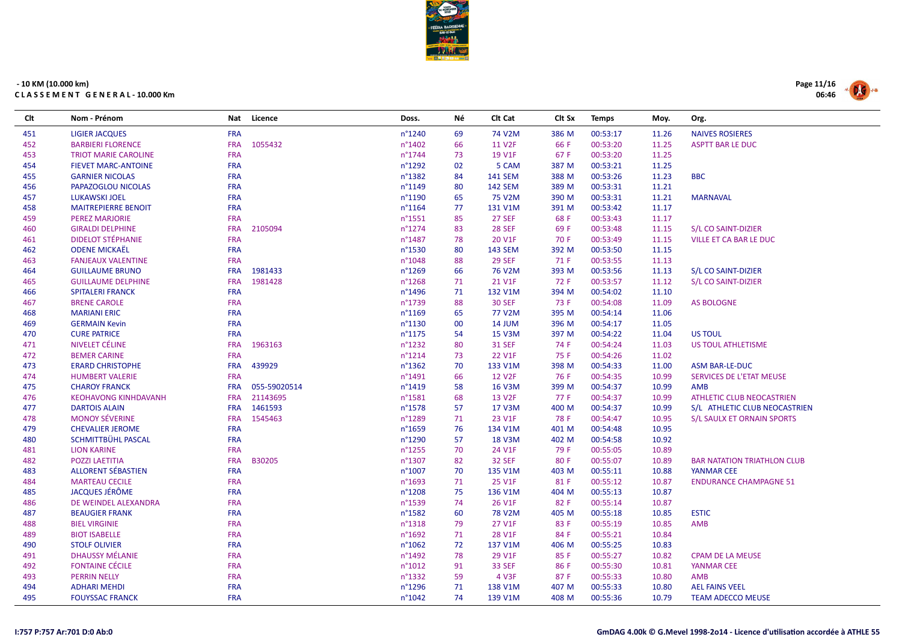- 10 KM (10.000 km)

**CLASSEMENT GENERAL - 10.000 Km**

| Clt | Nom - Prénom | Nat | Licence | Doss. | Né | Clt Cat | Clt Sx | Temps | Moy. | Org. |
|---|---|---|---|---|---|---|---|---|---|---|
| 451 | LIGIER JACQUES | FRA | | n°1240 | 69 | 74 V2M | 386 M | 00:53:17 | 11.26 | NAIVES ROSIERES |
| 452 | BARBIERI FLORENCE | FRA | 1055432 | n°1402 | 66 | 11 V2F | 66 F | 00:53:20 | 11.25 | ASPTT BAR LE DUC |
| 453 | TRIOT MARIE CAROLINE | FRA | | n°1744 | 73 | 19 V1F | 67 F | 00:53:20 | 11.25 | |
| 454 | FIEVET MARC-ANTOINE | FRA | | n°1292 | 02 | 5 CAM | 387 M | 00:53:21 | 11.25 | |
| 455 | GARNIER NICOLAS | FRA | | n°1382 | 84 | 141 SEM | 388 M | 00:53:26 | 11.23 | BBC |
| 456 | PAPAZOGLOU NICOLAS | FRA | | n°1149 | 80 | 142 SEM | 389 M | 00:53:31 | 11.21 | |
| 457 | LUKAWSKI JOEL | FRA | | n°1190 | 65 | 75 V2M | 390 M | 00:53:31 | 11.21 | MARNAVAL |
| 458 | MAITREPIERRE BENOIT | FRA | | n°1164 | 77 | 131 V1M | 391 M | 00:53:42 | 11.17 | |
| 459 | PEREZ MARJORIE | FRA | | n°1551 | 85 | 27 SEF | 68 F | 00:53:43 | 11.17 | |
| 460 | GIRALDI DELPHINE | FRA | 2105094 | n°1274 | 83 | 28 SEF | 69 F | 00:53:48 | 11.15 | S/L CO SAINT-DIZIER |
| 461 | DIDELOT STÉPHANIE | FRA | | n°1487 | 78 | 20 V1F | 70 F | 00:53:49 | 11.15 | VILLE ET CA BAR LE DUC |
| 462 | ODENE MICKAËL | FRA | | n°1530 | 80 | 143 SEM | 392 M | 00:53:50 | 11.15 | |
| 463 | FANJEAUX VALENTINE | FRA | | n°1048 | 88 | 29 SEF | 71 F | 00:53:55 | 11.13 | |
| 464 | GUILLAUME BRUNO | FRA | 1981433 | n°1269 | 66 | 76 V2M | 393 M | 00:53:56 | 11.13 | S/L CO SAINT-DIZIER |
| 465 | GUILLAUME DELPHINE | FRA | 1981428 | n°1268 | 71 | 21 V1F | 72 F | 00:53:57 | 11.12 | S/L CO SAINT-DIZIER |
| 466 | SPITALERI FRANCK | FRA | | n°1496 | 71 | 132 V1M | 394 M | 00:54:02 | 11.10 | |
| 467 | BRENE CAROLE | FRA | | n°1739 | 88 | 30 SEF | 73 F | 00:54:08 | 11.09 | AS BOLOGNE |
| 468 | MARIANI ERIC | FRA | | n°1169 | 65 | 77 V2M | 395 M | 00:54:14 | 11.06 | |
| 469 | GERMAIN Kevin | FRA | | n°1130 | 00 | 14 JUM | 396 M | 00:54:17 | 11.05 | |
| 470 | CURE PATRICE | FRA | | n°1175 | 54 | 15 V3M | 397 M | 00:54:22 | 11.04 | US TOUL |
| 471 | NIVELET CÉLINE | FRA | 1963163 | n°1232 | 80 | 31 SEF | 74 F | 00:54:24 | 11.03 | US TOUL ATHLETISME |
| 472 | BEMER CARINE | FRA | | n°1214 | 73 | 22 V1F | 75 F | 00:54:26 | 11.02 | |
| 473 | ERARD CHRISTOPHE | FRA | 439929 | n°1362 | 70 | 133 V1M | 398 M | 00:54:33 | 11.00 | ASM BAR-LE-DUC |
| 474 | HUMBERT VALERIE | FRA | | n°1491 | 66 | 12 V2F | 76 F | 00:54:35 | 10.99 | SERVICES DE L'ETAT MEUSE |
| 475 | CHAROY FRANCK | FRA | 055-59020514 | n°1419 | 58 | 16 V3M | 399 M | 00:54:37 | 10.99 | AMB |
| 476 | KEOHAVONG KINHDAVANH | FRA | 21143695 | n°1581 | 68 | 13 V2F | 77 F | 00:54:37 | 10.99 | ATHLETIC CLUB NEOCASTRIEN |
| 477 | DARTOIS ALAIN | FRA | 1461593 | n°1578 | 57 | 17 V3M | 400 M | 00:54:37 | 10.99 | S/L ATHLETIC CLUB NEOCASTRIEN |
| 478 | MONOY SÉVERINE | FRA | 1545463 | n°1289 | 71 | 23 V1F | 78 F | 00:54:47 | 10.95 | S/L SAULX ET ORNAIN SPORTS |
| 479 | CHEVALIER JEROME | FRA | | n°1659 | 76 | 134 V1M | 401 M | 00:54:48 | 10.95 | |
| 480 | SCHMITTBÜHL PASCAL | FRA | | n°1290 | 57 | 18 V3M | 402 M | 00:54:58 | 10.92 | |
| 481 | LION KARINE | FRA | | n°1255 | 70 | 24 V1F | 79 F | 00:55:05 | 10.89 | |
| 482 | POZZI LAETITIA | FRA | B30205 | n°1307 | 82 | 32 SEF | 80 F | 00:55:07 | 10.89 | BAR NATATION TRIATHLON CLUB |
| 483 | ALLORENT SÉBASTIEN | FRA | | n°1007 | 70 | 135 V1M | 403 M | 00:55:11 | 10.88 | YANMAR CEE |
| 484 | MARTEAU CECILE | FRA | | n°1693 | 71 | 25 V1F | 81 F | 00:55:12 | 10.87 | ENDURANCE CHAMPAGNE 51 |
| 485 | JACQUES JÉRÔME | FRA | | n°1208 | 75 | 136 V1M | 404 M | 00:55:13 | 10.87 | |
| 486 | DE WEINDEL ALEXANDRA | FRA | | n°1539 | 74 | 26 V1F | 82 F | 00:55:14 | 10.87 | |
| 487 | BEAUGIER FRANK | FRA | | n°1582 | 60 | 78 V2M | 405 M | 00:55:18 | 10.85 | ESTIC |
| 488 | BIEL VIRGINIE | FRA | | n°1318 | 79 | 27 V1F | 83 F | 00:55:19 | 10.85 | AMB |
| 489 | BIOT ISABELLE | FRA | | n°1692 | 71 | 28 V1F | 84 F | 00:55:21 | 10.84 | |
| 490 | STOLF OLIVIER | FRA | | n°1062 | 72 | 137 V1M | 406 M | 00:55:25 | 10.83 | |
| 491 | DHAUSSY MÉLANIE | FRA | | n°1492 | 78 | 29 V1F | 85 F | 00:55:27 | 10.82 | CPAM DE LA MEUSE |
| 492 | FONTAINE CÉCILE | FRA | | n°1012 | 91 | 33 SEF | 86 F | 00:55:30 | 10.81 | YANMAR CEE |
| 493 | PERRIN NELLY | FRA | | n°1332 | 59 | 4 V3F | 87 F | 00:55:33 | 10.80 | AMB |
| 494 | ADHARI MEHDI | FRA | | n°1296 | 71 | 138 V1M | 407 M | 00:55:33 | 10.80 | AEL FAINS VEEL |
| 495 | FOUYSSAC FRANCK | FRA | | n°1042 | 74 | 139 V1M | 408 M | 00:55:36 | 10.79 | TEAM ADECCO MEUSE |

I:757 P:757 Ar:701 D:0 Ab:0

GmDAG 4.00k © G.Mevel 1998-2o14 - Licence d'utilisation accordée à ATHLE 55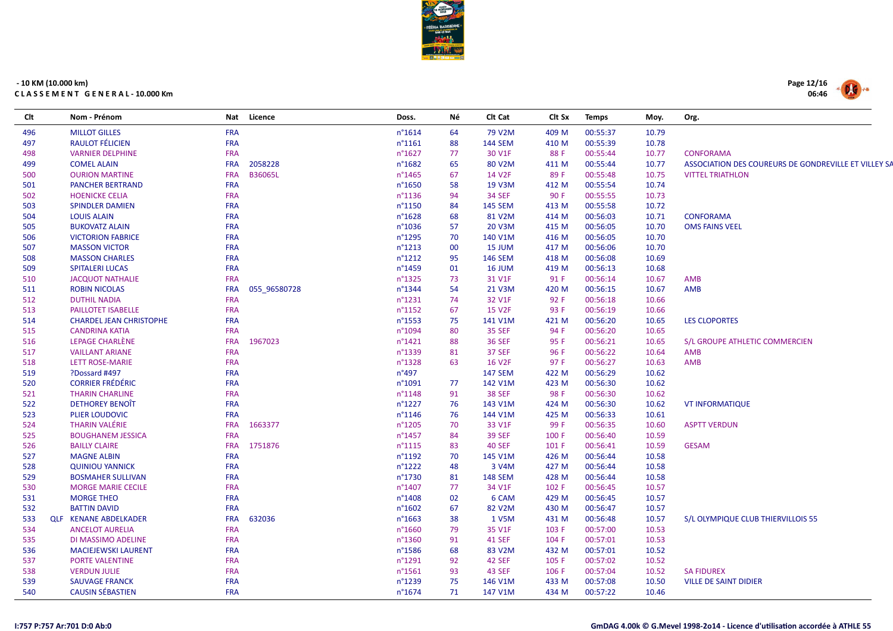- 10 KM (10.000 km)
CLASSEMENT GENERAL - 10.000 Km

| Clt | | Nom - Prénom | Nat | Licence | Doss. | Né | Clt Cat | Clt Sx | Temps | Moy. | Org. |
|---|---|---|---|---|---|---|---|---|---|---|---|
| 496 | | MILLOT GILLES | FRA | | n°1614 | 64 | 79 V2M | 409 M | 00:55:37 | 10.79 | |
| 497 | | RAULOT FÉLICIEN | FRA | | n°1161 | 88 | 144 SEM | 410 M | 00:55:39 | 10.78 | |
| 498 | | VARNIER DELPHINE | FRA | | n°1627 | 77 | 30 V1F | 88 F | 00:55:44 | 10.77 | CONFORAMA |
| 499 | | COMEL ALAIN | FRA | 2058228 | n°1682 | 65 | 80 V2M | 411 M | 00:55:44 | 10.77 | ASSOCIATION DES COUREURS DE GONDREVILLE ET VILLEY SA |
| 500 | | OURION MARTINE | FRA | B36065L | n°1465 | 67 | 14 V2F | 89 F | 00:55:48 | 10.75 | VITTEL TRIATHLON |
| 501 | | PANCHER BERTRAND | FRA | | n°1650 | 58 | 19 V3M | 412 M | 00:55:54 | 10.74 | |
| 502 | | HOENICKE CELIA | FRA | | n°1136 | 94 | 34 SEF | 90 F | 00:55:55 | 10.73 | |
| 503 | | SPINDLER DAMIEN | FRA | | n°1150 | 84 | 145 SEM | 413 M | 00:55:58 | 10.72 | |
| 504 | | LOUIS ALAIN | FRA | | n°1628 | 68 | 81 V2M | 414 M | 00:56:03 | 10.71 | CONFORAMA |
| 505 | | BUKOVATZ ALAIN | FRA | | n°1036 | 57 | 20 V3M | 415 M | 00:56:05 | 10.70 | OMS FAINS VEEL |
| 506 | | VICTORION FABRICE | FRA | | n°1295 | 70 | 140 V1M | 416 M | 00:56:05 | 10.70 | |
| 507 | | MASSON VICTOR | FRA | | n°1213 | 00 | 15 JUM | 417 M | 00:56:06 | 10.70 | |
| 508 | | MASSON CHARLES | FRA | | n°1212 | 95 | 146 SEM | 418 M | 00:56:08 | 10.69 | |
| 509 | | SPITALERI LUCAS | FRA | | n°1459 | 01 | 16 JUM | 419 M | 00:56:13 | 10.68 | |
| 510 | | JACQUOT NATHALIE | FRA | | n°1325 | 73 | 31 V1F | 91 F | 00:56:14 | 10.67 | AMB |
| 511 | | ROBIN NICOLAS | FRA | 055_96580728 | n°1344 | 54 | 21 V3M | 420 M | 00:56:15 | 10.67 | AMB |
| 512 | | DUTHIL NADIA | FRA | | n°1231 | 74 | 32 V1F | 92 F | 00:56:18 | 10.66 | |
| 513 | | PAILLOTET ISABELLE | FRA | | n°1152 | 67 | 15 V2F | 93 F | 00:56:19 | 10.66 | |
| 514 | | CHARDEL JEAN CHRISTOPHE | FRA | | n°1553 | 75 | 141 V1M | 421 M | 00:56:20 | 10.65 | LES CLOPORTES |
| 515 | | CANDRINA KATIA | FRA | | n°1094 | 80 | 35 SEF | 94 F | 00:56:20 | 10.65 | |
| 516 | | LEPAGE CHARLÈNE | FRA | 1967023 | n°1421 | 88 | 36 SEF | 95 F | 00:56:21 | 10.65 | S/L GROUPE ATHLETIC COMMERCIEN |
| 517 | | VAILLANT ARIANE | FRA | | n°1339 | 81 | 37 SEF | 96 F | 00:56:22 | 10.64 | AMB |
| 518 | | LETT ROSE-MARIE | FRA | | n°1328 | 63 | 16 V2F | 97 F | 00:56:27 | 10.63 | AMB |
| 519 | | ?Dossard #497 | FRA | | n°497 | | 147 SEM | 422 M | 00:56:29 | 10.62 | |
| 520 | | CORRIER FRÉDÉRIC | FRA | | n°1091 | 77 | 142 V1M | 423 M | 00:56:30 | 10.62 | |
| 521 | | THARIN CHARLINE | FRA | | n°1148 | 91 | 38 SEF | 98 F | 00:56:30 | 10.62 | |
| 522 | | DETHOREY BENOÎT | FRA | | n°1227 | 76 | 143 V1M | 424 M | 00:56:30 | 10.62 | VT INFORMATIQUE |
| 523 | | PLIER LOUDOVIC | FRA | | n°1146 | 76 | 144 V1M | 425 M | 00:56:33 | 10.61 | |
| 524 | | THARIN VALÉRIE | FRA | 1663377 | n°1205 | 70 | 33 V1F | 99 F | 00:56:35 | 10.60 | ASPTT VERDUN |
| 525 | | BOUGHANEM JESSICA | FRA | | n°1457 | 84 | 39 SEF | 100 F | 00:56:40 | 10.59 | |
| 526 | | BAILLY CLAIRE | FRA | 1751876 | n°1115 | 83 | 40 SEF | 101 F | 00:56:41 | 10.59 | GESAM |
| 527 | | MAGNE ALBIN | FRA | | n°1192 | 70 | 145 V1M | 426 M | 00:56:44 | 10.58 | |
| 528 | | QUINIOU YANNICK | FRA | | n°1222 | 48 | 3 V4M | 427 M | 00:56:44 | 10.58 | |
| 529 | | BOSMAHER SULLIVAN | FRA | | n°1730 | 81 | 148 SEM | 428 M | 00:56:44 | 10.58 | |
| 530 | | MORGE MARIE CECILE | FRA | | n°1407 | 77 | 34 V1F | 102 F | 00:56:45 | 10.57 | |
| 531 | | MORGE THEO | FRA | | n°1408 | 02 | 6 CAM | 429 M | 00:56:45 | 10.57 | |
| 532 | | BATTIN DAVID | FRA | | n°1602 | 67 | 82 V2M | 430 M | 00:56:47 | 10.57 | |
| 533 | QLF | KENANE ABDELKADER | FRA | 632036 | n°1663 | 38 | 1 V5M | 431 M | 00:56:48 | 10.57 | S/L OLYMPIQUE CLUB THIERVILLOIS 55 |
| 534 | | ANCELOT AURELIA | FRA | | n°1660 | 79 | 35 V1F | 103 F | 00:57:00 | 10.53 | |
| 535 | | DI MASSIMO ADELINE | FRA | | n°1360 | 91 | 41 SEF | 104 F | 00:57:01 | 10.53 | |
| 536 | | MACIEJEWSKI LAURENT | FRA | | n°1586 | 68 | 83 V2M | 432 M | 00:57:01 | 10.52 | |
| 537 | | PORTE VALENTINE | FRA | | n°1291 | 92 | 42 SEF | 105 F | 00:57:02 | 10.52 | |
| 538 | | VERDUN JULIE | FRA | | n°1561 | 93 | 43 SEF | 106 F | 00:57:04 | 10.52 | SA FIDUREX |
| 539 | | SAUVAGE FRANCK | FRA | | n°1239 | 75 | 146 V1M | 433 M | 00:57:08 | 10.50 | VILLE DE SAINT DIDIER |
| 540 | | CAUSIN SÉBASTIEN | FRA | | n°1674 | 71 | 147 V1M | 434 M | 00:57:22 | 10.46 | |

I:757 P:757 Ar:701 D:0 Ab:0

GmDAG 4.00k © G.Mevel 1998-2o14 - Licence d'utilisation accordée à ATHLE 55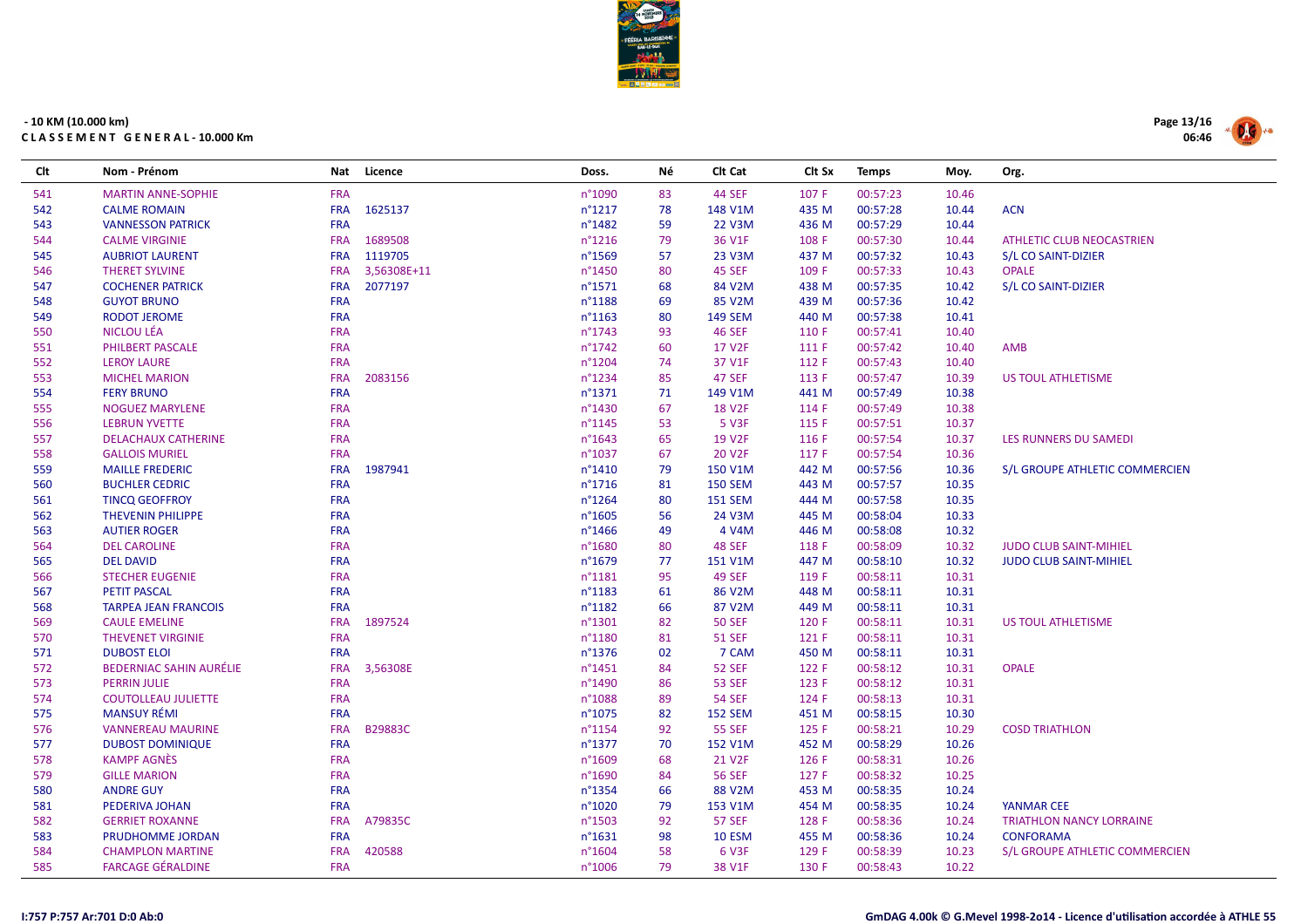- 10 KM (10.000 km)

**C L A S S E M E N T   G E N E R A L - 10.000 Km**

| Clt | Nom - Prénom | Nat | Licence | Doss. | Né | Clt Cat | Clt Sx | Temps | Moy. | Org. |
|---|---|---|---|---|---|---|---|---|---|---|
| 541 | MARTIN ANNE-SOPHIE | FRA | | n°1090 | 83 | 44 SEF | 107 F | 00:57:23 | 10.46 | |
| 542 | CALME ROMAIN | FRA | 1625137 | n°1217 | 78 | 148 V1M | 435 M | 00:57:28 | 10.44 | ACN |
| 543 | VANNESSON PATRICK | FRA | | n°1482 | 59 | 22 V3M | 436 M | 00:57:29 | 10.44 | |
| 544 | CALME VIRGINIE | FRA | 1689508 | n°1216 | 79 | 36 V1F | 108 F | 00:57:30 | 10.44 | ATHLETIC CLUB NEOCASTRIEN |
| 545 | AUBRIOT LAURENT | FRA | 1119705 | n°1569 | 57 | 23 V3M | 437 M | 00:57:32 | 10.43 | S/L CO SAINT-DIZIER |
| 546 | THERET SYLVINE | FRA | 3,56308E+11 | n°1450 | 80 | 45 SEF | 109 F | 00:57:33 | 10.43 | OPALE |
| 547 | COCHENER PATRICK | FRA | 2077197 | n°1571 | 68 | 84 V2M | 438 M | 00:57:35 | 10.42 | S/L CO SAINT-DIZIER |
| 548 | GUYOT BRUNO | FRA | | n°1188 | 69 | 85 V2M | 439 M | 00:57:36 | 10.42 | |
| 549 | RODOT JEROME | FRA | | n°1163 | 80 | 149 SEM | 440 M | 00:57:38 | 10.41 | |
| 550 | NICLOU LÉA | FRA | | n°1743 | 93 | 46 SEF | 110 F | 00:57:41 | 10.40 | |
| 551 | PHILBERT PASCALE | FRA | | n°1742 | 60 | 17 V2F | 111 F | 00:57:42 | 10.40 | AMB |
| 552 | LEROY LAURE | FRA | | n°1204 | 74 | 37 V1F | 112 F | 00:57:43 | 10.40 | |
| 553 | MICHEL MARION | FRA | 2083156 | n°1234 | 85 | 47 SEF | 113 F | 00:57:47 | 10.39 | US TOUL ATHLETISME |
| 554 | FERY BRUNO | FRA | | n°1371 | 71 | 149 V1M | 441 M | 00:57:49 | 10.38 | |
| 555 | NOGUEZ MARYLENE | FRA | | n°1430 | 67 | 18 V2F | 114 F | 00:57:49 | 10.38 | |
| 556 | LEBRUN YVETTE | FRA | | n°1145 | 53 | 5 V3F | 115 F | 00:57:51 | 10.37 | |
| 557 | DELACHAUX CATHERINE | FRA | | n°1643 | 65 | 19 V2F | 116 F | 00:57:54 | 10.37 | LES RUNNERS DU SAMEDI |
| 558 | GALLOIS MURIEL | FRA | | n°1037 | 67 | 20 V2F | 117 F | 00:57:54 | 10.36 | |
| 559 | MAILLE FREDERIC | FRA | 1987941 | n°1410 | 79 | 150 V1M | 442 M | 00:57:56 | 10.36 | S/L GROUPE ATHLETIC COMMERCIEN |
| 560 | BUCHLER CEDRIC | FRA | | n°1716 | 81 | 150 SEM | 443 M | 00:57:57 | 10.35 | |
| 561 | TINCQ GEOFFROY | FRA | | n°1264 | 80 | 151 SEM | 444 M | 00:57:58 | 10.35 | |
| 562 | THEVENIN PHILIPPE | FRA | | n°1605 | 56 | 24 V3M | 445 M | 00:58:04 | 10.33 | |
| 563 | AUTIER ROGER | FRA | | n°1466 | 49 | 4 V4M | 446 M | 00:58:08 | 10.32 | |
| 564 | DEL CAROLINE | FRA | | n°1680 | 80 | 48 SEF | 118 F | 00:58:09 | 10.32 | JUDO CLUB SAINT-MIHIEL |
| 565 | DEL DAVID | FRA | | n°1679 | 77 | 151 V1M | 447 M | 00:58:10 | 10.32 | JUDO CLUB SAINT-MIHIEL |
| 566 | STECHER EUGENIE | FRA | | n°1181 | 95 | 49 SEF | 119 F | 00:58:11 | 10.31 | |
| 567 | PETIT PASCAL | FRA | | n°1183 | 61 | 86 V2M | 448 M | 00:58:11 | 10.31 | |
| 568 | TARPEA JEAN FRANCOIS | FRA | | n°1182 | 66 | 87 V2M | 449 M | 00:58:11 | 10.31 | |
| 569 | CAULE EMELINE | FRA | 1897524 | n°1301 | 82 | 50 SEF | 120 F | 00:58:11 | 10.31 | US TOUL ATHLETISME |
| 570 | THEVENET VIRGINIE | FRA | | n°1180 | 81 | 51 SEF | 121 F | 00:58:11 | 10.31 | |
| 571 | DUBOST ELOI | FRA | | n°1376 | 02 | 7 CAM | 450 M | 00:58:11 | 10.31 | |
| 572 | BEDERNIAC SAHIN AURÉLIE | FRA | 3,56308E | n°1451 | 84 | 52 SEF | 122 F | 00:58:12 | 10.31 | OPALE |
| 573 | PERRIN JULIE | FRA | | n°1490 | 86 | 53 SEF | 123 F | 00:58:12 | 10.31 | |
| 574 | COUTOLLEAU JULIETTE | FRA | | n°1088 | 89 | 54 SEF | 124 F | 00:58:13 | 10.31 | |
| 575 | MANSUY RÉMI | FRA | | n°1075 | 82 | 152 SEM | 451 M | 00:58:15 | 10.30 | |
| 576 | VANNEREAU MAURINE | FRA | B29883C | n°1154 | 92 | 55 SEF | 125 F | 00:58:21 | 10.29 | COSD TRIATHLON |
| 577 | DUBOST DOMINIQUE | FRA | | n°1377 | 70 | 152 V1M | 452 M | 00:58:29 | 10.26 | |
| 578 | KAMPF AGNÈS | FRA | | n°1609 | 68 | 21 V2F | 126 F | 00:58:31 | 10.26 | |
| 579 | GILLE MARION | FRA | | n°1690 | 84 | 56 SEF | 127 F | 00:58:32 | 10.25 | |
| 580 | ANDRE GUY | FRA | | n°1354 | 66 | 88 V2M | 453 M | 00:58:35 | 10.24 | |
| 581 | PEDERIVA JOHAN | FRA | | n°1020 | 79 | 153 V1M | 454 M | 00:58:35 | 10.24 | YANMAR CEE |
| 582 | GERRIET ROXANNE | FRA | A79835C | n°1503 | 92 | 57 SEF | 128 F | 00:58:36 | 10.24 | TRIATHLON NANCY LORRAINE |
| 583 | PRUDHOMME JORDAN | FRA | | n°1631 | 98 | 10 ESM | 455 M | 00:58:36 | 10.24 | CONFORAMA |
| 584 | CHAMPLON MARTINE | FRA | 420588 | n°1604 | 58 | 6 V3F | 129 F | 00:58:39 | 10.23 | S/L GROUPE ATHLETIC COMMERCIEN |
| 585 | FARCAGE GÉRALDINE | FRA | | n°1006 | 79 | 38 V1F | 130 F | 00:58:43 | 10.22 | |

I:757 P:757 Ar:701 D:0 Ab:0

GmDAG 4.00k © G.Mevel 1998-2014 - Licence d'utilisation accordée à ATHLE 55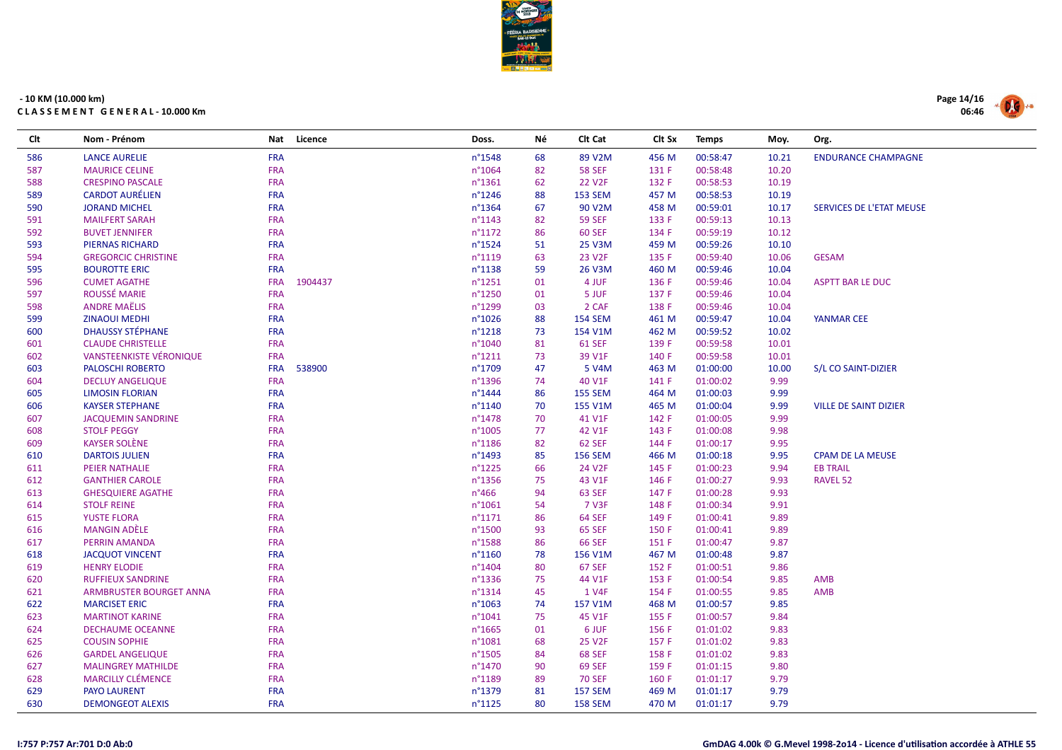- 10 KM (10.000 km)
**C L A S S E M E N T   G E N E R A L - 10.000 Km**

| Clt | Nom - Prénom | Nat | Licence | Doss. | Né | Clt Cat | Clt Sx | Temps | Moy. | Org. |
|---|---|---|---|---|---|---|---|---|---|---|
| 586 | LANCE AURELIE | FRA | | n°1548 | 68 | 89 V2M | 456 M | 00:58:47 | 10.21 | ENDURANCE CHAMPAGNE |
| 587 | MAURICE CELINE | FRA | | n°1064 | 82 | 58 SEF | 131 F | 00:58:48 | 10.20 | |
| 588 | CRESPINO PASCALE | FRA | | n°1361 | 62 | 22 V2F | 132 F | 00:58:53 | 10.19 | |
| 589 | CARDOT AURÉLIEN | FRA | | n°1246 | 88 | 153 SEM | 457 M | 00:58:53 | 10.19 | |
| 590 | JORAND MICHEL | FRA | | n°1364 | 67 | 90 V2M | 458 M | 00:59:01 | 10.17 | SERVICES DE L'ETAT MEUSE |
| 591 | MAILFERT SARAH | FRA | | n°1143 | 82 | 59 SEF | 133 F | 00:59:13 | 10.13 | |
| 592 | BUVET JENNIFER | FRA | | n°1172 | 86 | 60 SEF | 134 F | 00:59:19 | 10.12 | |
| 593 | PIERNAS RICHARD | FRA | | n°1524 | 51 | 25 V3M | 459 M | 00:59:26 | 10.10 | |
| 594 | GREGORCIC CHRISTINE | FRA | | n°1119 | 63 | 23 V2F | 135 F | 00:59:40 | 10.06 | GESAM |
| 595 | BOUROTTE ERIC | FRA | | n°1138 | 59 | 26 V3M | 460 M | 00:59:46 | 10.04 | |
| 596 | CUMET AGATHE | FRA | 1904437 | n°1251 | 01 | 4 JUF | 136 F | 00:59:46 | 10.04 | ASPTT BAR LE DUC |
| 597 | ROUSSÉ MARIE | FRA | | n°1250 | 01 | 5 JUF | 137 F | 00:59:46 | 10.04 | |
| 598 | ANDRE MAËLIS | FRA | | n°1299 | 03 | 2 CAF | 138 F | 00:59:46 | 10.04 | |
| 599 | ZINAOUI MEDHI | FRA | | n°1026 | 88 | 154 SEM | 461 M | 00:59:47 | 10.04 | YANMAR CEE |
| 600 | DHAUSSY STÉPHANE | FRA | | n°1218 | 73 | 154 V1M | 462 M | 00:59:52 | 10.02 | |
| 601 | CLAUDE CHRISTELLE | FRA | | n°1040 | 81 | 61 SEF | 139 F | 00:59:58 | 10.01 | |
| 602 | VANSTEENKISTE VÉRONIQUE | FRA | | n°1211 | 73 | 39 V1F | 140 F | 00:59:58 | 10.01 | |
| 603 | PALOSCHI ROBERTO | FRA | 538900 | n°1709 | 47 | 5 V4M | 463 M | 01:00:00 | 10.00 | S/L CO SAINT-DIZIER |
| 604 | DECLUY ANGELIQUE | FRA | | n°1396 | 74 | 40 V1F | 141 F | 01:00:02 | 9.99 | |
| 605 | LIMOSIN FLORIAN | FRA | | n°1444 | 86 | 155 SEM | 464 M | 01:00:03 | 9.99 | |
| 606 | KAYSER STEPHANE | FRA | | n°1140 | 70 | 155 V1M | 465 M | 01:00:04 | 9.99 | VILLE DE SAINT DIZIER |
| 607 | JACQUEMIN SANDRINE | FRA | | n°1478 | 70 | 41 V1F | 142 F | 01:00:05 | 9.99 | |
| 608 | STOLF PEGGY | FRA | | n°1005 | 77 | 42 V1F | 143 F | 01:00:08 | 9.98 | |
| 609 | KAYSER SOLÈNE | FRA | | n°1186 | 82 | 62 SEF | 144 F | 01:00:17 | 9.95 | |
| 610 | DARTOIS JULIEN | FRA | | n°1493 | 85 | 156 SEM | 466 M | 01:00:18 | 9.95 | CPAM DE LA MEUSE |
| 611 | PEIER NATHALIE | FRA | | n°1225 | 66 | 24 V2F | 145 F | 01:00:23 | 9.94 | EB TRAIL |
| 612 | GANTHIER CAROLE | FRA | | n°1356 | 75 | 43 V1F | 146 F | 01:00:27 | 9.93 | RAVEL 52 |
| 613 | GHESQUIERE AGATHE | FRA | | n°466 | 94 | 63 SEF | 147 F | 01:00:28 | 9.93 | |
| 614 | STOLF REINE | FRA | | n°1061 | 54 | 7 V3F | 148 F | 01:00:34 | 9.91 | |
| 615 | YUSTE FLORA | FRA | | n°1171 | 86 | 64 SEF | 149 F | 01:00:41 | 9.89 | |
| 616 | MANGIN ADÈLE | FRA | | n°1500 | 93 | 65 SEF | 150 F | 01:00:41 | 9.89 | |
| 617 | PERRIN AMANDA | FRA | | n°1588 | 86 | 66 SEF | 151 F | 01:00:47 | 9.87 | |
| 618 | JACQUOT VINCENT | FRA | | n°1160 | 78 | 156 V1M | 467 M | 01:00:48 | 9.87 | |
| 619 | HENRY ELODIE | FRA | | n°1404 | 80 | 67 SEF | 152 F | 01:00:51 | 9.86 | |
| 620 | RUFFIEUX SANDRINE | FRA | | n°1336 | 75 | 44 V1F | 153 F | 01:00:54 | 9.85 | AMB |
| 621 | ARMBRUSTER BOURGET ANNA | FRA | | n°1314 | 45 | 1 V4F | 154 F | 01:00:55 | 9.85 | AMB |
| 622 | MARCISET ERIC | FRA | | n°1063 | 74 | 157 V1M | 468 M | 01:00:57 | 9.85 | |
| 623 | MARTINOT KARINE | FRA | | n°1041 | 75 | 45 V1F | 155 F | 01:00:57 | 9.84 | |
| 624 | DECHAUME OCEANNE | FRA | | n°1665 | 01 | 6 JUF | 156 F | 01:01:02 | 9.83 | |
| 625 | COUSIN SOPHIE | FRA | | n°1081 | 68 | 25 V2F | 157 F | 01:01:02 | 9.83 | |
| 626 | GARDEL ANGELIQUE | FRA | | n°1505 | 84 | 68 SEF | 158 F | 01:01:02 | 9.83 | |
| 627 | MALINGREY MATHILDE | FRA | | n°1470 | 90 | 69 SEF | 159 F | 01:01:15 | 9.80 | |
| 628 | MARCILLY CLÉMENCE | FRA | | n°1189 | 89 | 70 SEF | 160 F | 01:01:17 | 9.79 | |
| 629 | PAYO LAURENT | FRA | | n°1379 | 81 | 157 SEM | 469 M | 01:01:17 | 9.79 | |
| 630 | DEMONGEOT ALEXIS | FRA | | n°1125 | 80 | 158 SEM | 470 M | 01:01:17 | 9.79 | |

I:757 P:757 Ar:701 D:0 Ab:0

GmDAG 4.00k © G.Mevel 1998-2o14 - Licence d'utilisation accordée à ATHLE 55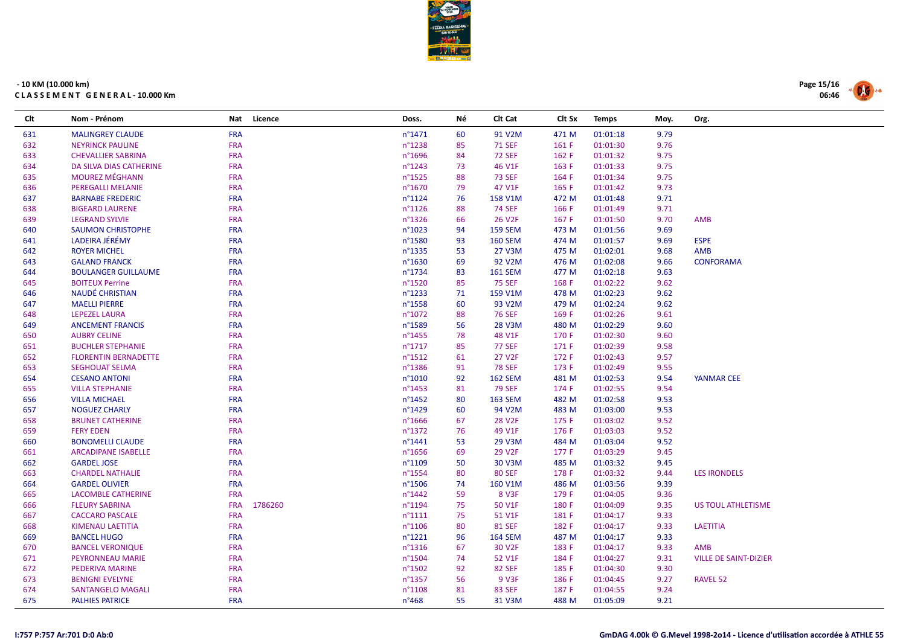- 10 KM (10.000 km)
**C L A S S E M E N T G E N E R A L - 10.000 Km**

| Clt | Nom - Prénom | Nat | Licence | Doss. | Né | Clt Cat | Clt Sx | Temps | Moy. | Org. |
|---|---|---|---|---|---|---|---|---|---|---|
| 631 | MALINGREY CLAUDE | FRA | | n°1471 | 60 | 91 V2M | 471 M | 01:01:18 | 9.79 | |
| 632 | NEYRINCK PAULINE | FRA | | n°1238 | 85 | 71 SEF | 161 F | 01:01:30 | 9.76 | |
| 633 | CHEVALLIER SABRINA | FRA | | n°1696 | 84 | 72 SEF | 162 F | 01:01:32 | 9.75 | |
| 634 | DA SILVA DIAS CATHERINE | FRA | | n°1243 | 73 | 46 V1F | 163 F | 01:01:33 | 9.75 | |
| 635 | MOUREZ MÉGHANN | FRA | | n°1525 | 88 | 73 SEF | 164 F | 01:01:34 | 9.75 | |
| 636 | PEREGALLI MELANIE | FRA | | n°1670 | 79 | 47 V1F | 165 F | 01:01:42 | 9.73 | |
| 637 | BARNABE FREDERIC | FRA | | n°1124 | 76 | 158 V1M | 472 M | 01:01:48 | 9.71 | |
| 638 | BIGEARD LAURENE | FRA | | n°1126 | 88 | 74 SEF | 166 F | 01:01:49 | 9.71 | |
| 639 | LEGRAND SYLVIE | FRA | | n°1326 | 66 | 26 V2F | 167 F | 01:01:50 | 9.70 | AMB |
| 640 | SAUMON CHRISTOPHE | FRA | | n°1023 | 94 | 159 SEM | 473 M | 01:01:56 | 9.69 | |
| 641 | LADEIRA JÉRÉMY | FRA | | n°1580 | 93 | 160 SEM | 474 M | 01:01:57 | 9.69 | ESPE |
| 642 | ROYER MICHEL | FRA | | n°1335 | 53 | 27 V3M | 475 M | 01:02:01 | 9.68 | AMB |
| 643 | GALAND FRANCK | FRA | | n°1630 | 69 | 92 V2M | 476 M | 01:02:08 | 9.66 | CONFORAMA |
| 644 | BOULANGER GUILLAUME | FRA | | n°1734 | 83 | 161 SEM | 477 M | 01:02:18 | 9.63 | |
| 645 | BOITEUX Perrine | FRA | | n°1520 | 85 | 75 SEF | 168 F | 01:02:22 | 9.62 | |
| 646 | NAUDÉ CHRISTIAN | FRA | | n°1233 | 71 | 159 V1M | 478 M | 01:02:23 | 9.62 | |
| 647 | MAELLI PIERRE | FRA | | n°1558 | 60 | 93 V2M | 479 M | 01:02:24 | 9.62 | |
| 648 | LEPEZEL LAURA | FRA | | n°1072 | 88 | 76 SEF | 169 F | 01:02:26 | 9.61 | |
| 649 | ANCEMENT FRANCIS | FRA | | n°1589 | 56 | 28 V3M | 480 M | 01:02:29 | 9.60 | |
| 650 | AUBRY CELINE | FRA | | n°1455 | 78 | 48 V1F | 170 F | 01:02:30 | 9.60 | |
| 651 | BUCHLER STEPHANIE | FRA | | n°1717 | 85 | 77 SEF | 171 F | 01:02:39 | 9.58 | |
| 652 | FLORENTIN BERNADETTE | FRA | | n°1512 | 61 | 27 V2F | 172 F | 01:02:43 | 9.57 | |
| 653 | SEGHOUAT SELMA | FRA | | n°1386 | 91 | 78 SEF | 173 F | 01:02:49 | 9.55 | |
| 654 | CESANO ANTONI | FRA | | n°1010 | 92 | 162 SEM | 481 M | 01:02:53 | 9.54 | YANMAR CEE |
| 655 | VILLA STEPHANIE | FRA | | n°1453 | 81 | 79 SEF | 174 F | 01:02:55 | 9.54 | |
| 656 | VILLA MICHAEL | FRA | | n°1452 | 80 | 163 SEM | 482 M | 01:02:58 | 9.53 | |
| 657 | NOGUEZ CHARLY | FRA | | n°1429 | 60 | 94 V2M | 483 M | 01:03:00 | 9.53 | |
| 658 | BRUNET CATHERINE | FRA | | n°1666 | 67 | 28 V2F | 175 F | 01:03:02 | 9.52 | |
| 659 | FERY EDEN | FRA | | n°1372 | 76 | 49 V1F | 176 F | 01:03:03 | 9.52 | |
| 660 | BONOMELLI CLAUDE | FRA | | n°1441 | 53 | 29 V3M | 484 M | 01:03:04 | 9.52 | |
| 661 | ARCADIPANE ISABELLE | FRA | | n°1656 | 69 | 29 V2F | 177 F | 01:03:29 | 9.45 | |
| 662 | GARDEL JOSE | FRA | | n°1109 | 50 | 30 V3M | 485 M | 01:03:32 | 9.45 | |
| 663 | CHARDEL NATHALIE | FRA | | n°1554 | 80 | 80 SEF | 178 F | 01:03:32 | 9.44 | LES IRONDELS |
| 664 | GARDEL OLIVIER | FRA | | n°1506 | 74 | 160 V1M | 486 M | 01:03:56 | 9.39 | |
| 665 | LACOMBLE CATHERINE | FRA | | n°1442 | 59 | 8 V3F | 179 F | 01:04:05 | 9.36 | |
| 666 | FLEURY SABRINA | FRA | 1786260 | n°1194 | 75 | 50 V1F | 180 F | 01:04:09 | 9.35 | US TOUL ATHLETISME |
| 667 | CACCARO PASCALE | FRA | | n°1111 | 75 | 51 V1F | 181 F | 01:04:17 | 9.33 | |
| 668 | KIMENAU LAETITIA | FRA | | n°1106 | 80 | 81 SEF | 182 F | 01:04:17 | 9.33 | LAETITIA |
| 669 | BANCEL HUGO | FRA | | n°1221 | 96 | 164 SEM | 487 M | 01:04:17 | 9.33 | |
| 670 | BANCEL VERONIQUE | FRA | | n°1316 | 67 | 30 V2F | 183 F | 01:04:17 | 9.33 | AMB |
| 671 | PEYRONNEAU MARIE | FRA | | n°1504 | 74 | 52 V1F | 184 F | 01:04:27 | 9.31 | VILLE DE SAINT-DIZIER |
| 672 | PEDERIVA MARINE | FRA | | n°1502 | 92 | 82 SEF | 185 F | 01:04:30 | 9.30 | |
| 673 | BENIGNI EVELYNE | FRA | | n°1357 | 56 | 9 V3F | 186 F | 01:04:45 | 9.27 | RAVEL 52 |
| 674 | SANTANGELO MAGALI | FRA | | n°1108 | 81 | 83 SEF | 187 F | 01:04:55 | 9.24 | |
| 675 | PALHIES PATRICE | FRA | | n°468 | 55 | 31 V3M | 488 M | 01:05:09 | 9.21 | |

I:757 P:757 Ar:701 D:0 Ab:0

GmDAG 4.00k © G.Mevel 1998-2014 - Licence d'utilisation accordée à ATHLE 55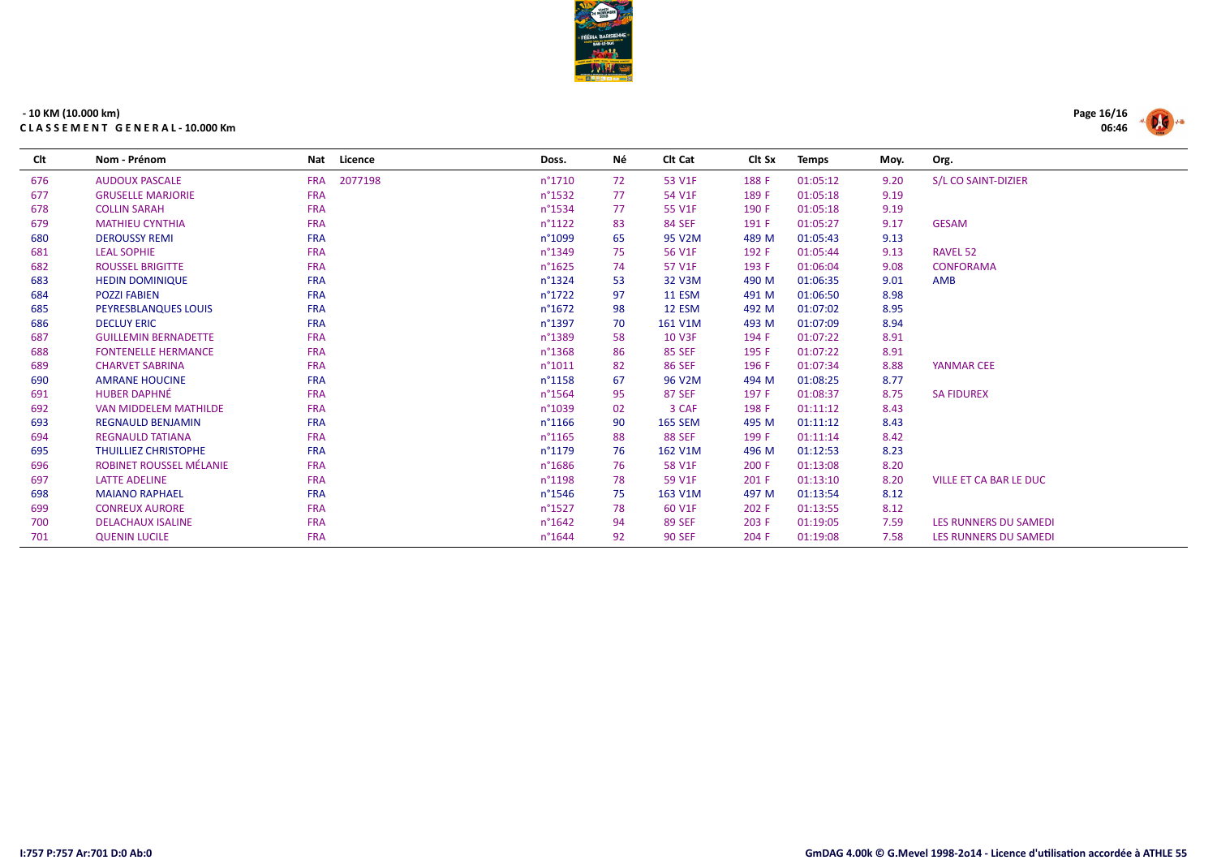- 10 KM (10.000 km)
**C L A S S E M E N T G E N E R A L - 10.000 Km**

| Clt | Nom - Prénom | Nat | Licence | Doss. | Né | Clt Cat | Clt Sx | Temps | Moy. | Org. |
|---|---|---|---|---|---|---|---|---|---|---|
| 676 | AUDOUX PASCALE | FRA | 2077198 | n°1710 | 72 | 53 V1F | 188 F | 01:05:12 | 9.20 | S/L CO SAINT-DIZIER |
| 677 | GRUSELLE MARJORIE | FRA | | n°1532 | 77 | 54 V1F | 189 F | 01:05:18 | 9.19 | |
| 678 | COLLIN SARAH | FRA | | n°1534 | 77 | 55 V1F | 190 F | 01:05:18 | 9.19 | |
| 679 | MATHIEU CYNTHIA | FRA | | n°1122 | 83 | 84 SEF | 191 F | 01:05:27 | 9.17 | GESAM |
| 680 | DEROUSSY REMI | FRA | | n°1099 | 65 | 95 V2M | 489 M | 01:05:43 | 9.13 | |
| 681 | LEAL SOPHIE | FRA | | n°1349 | 75 | 56 V1F | 192 F | 01:05:44 | 9.13 | RAVEL 52 |
| 682 | ROUSSEL BRIGITTE | FRA | | n°1625 | 74 | 57 V1F | 193 F | 01:06:04 | 9.08 | CONFORAMA |
| 683 | HEDIN DOMINIQUE | FRA | | n°1324 | 53 | 32 V3M | 490 M | 01:06:35 | 9.01 | AMB |
| 684 | POZZI FABIEN | FRA | | n°1722 | 97 | 11 ESM | 491 M | 01:06:50 | 8.98 | |
| 685 | PEYRESBLANQUES LOUIS | FRA | | n°1672 | 98 | 12 ESM | 492 M | 01:07:02 | 8.95 | |
| 686 | DECLUY ERIC | FRA | | n°1397 | 70 | 161 V1M | 493 M | 01:07:09 | 8.94 | |
| 687 | GUILLEMIN BERNADETTE | FRA | | n°1389 | 58 | 10 V3F | 194 F | 01:07:22 | 8.91 | |
| 688 | FONTENELLE HERMANCE | FRA | | n°1368 | 86 | 85 SEF | 195 F | 01:07:22 | 8.91 | |
| 689 | CHARVET SABRINA | FRA | | n°1011 | 82 | 86 SEF | 196 F | 01:07:34 | 8.88 | YANMAR CEE |
| 690 | AMRANE HOUCINE | FRA | | n°1158 | 67 | 96 V2M | 494 M | 01:08:25 | 8.77 | |
| 691 | HUBER DAPHNÉ | FRA | | n°1564 | 95 | 87 SEF | 197 F | 01:08:37 | 8.75 | SA FIDUREX |
| 692 | VAN MIDDELEM MATHILDE | FRA | | n°1039 | 02 | 3 CAF | 198 F | 01:11:12 | 8.43 | |
| 693 | REGNAULD BENJAMIN | FRA | | n°1166 | 90 | 165 SEM | 495 M | 01:11:12 | 8.43 | |
| 694 | REGNAULD TATIANA | FRA | | n°1165 | 88 | 88 SEF | 199 F | 01:11:14 | 8.42 | |
| 695 | THUILLIEZ CHRISTOPHE | FRA | | n°1179 | 76 | 162 V1M | 496 M | 01:12:53 | 8.23 | |
| 696 | ROBINET ROUSSEL MÉLANIE | FRA | | n°1686 | 76 | 58 V1F | 200 F | 01:13:08 | 8.20 | |
| 697 | LATTE ADELINE | FRA | | n°1198 | 78 | 59 V1F | 201 F | 01:13:10 | 8.20 | VILLE ET CA BAR LE DUC |
| 698 | MAIANO RAPHAEL | FRA | | n°1546 | 75 | 163 V1M | 497 M | 01:13:54 | 8.12 | |
| 699 | CONREUX AURORE | FRA | | n°1527 | 78 | 60 V1F | 202 F | 01:13:55 | 8.12 | |
| 700 | DELACHAUX ISALINE | FRA | | n°1642 | 94 | 89 SEF | 203 F | 01:19:05 | 7.59 | LES RUNNERS DU SAMEDI |
| 701 | QUENIN LUCILE | FRA | | n°1644 | 92 | 90 SEF | 204 F | 01:19:08 | 7.58 | LES RUNNERS DU SAMEDI |

I:757 P:757 Ar:701 D:0 Ab:0